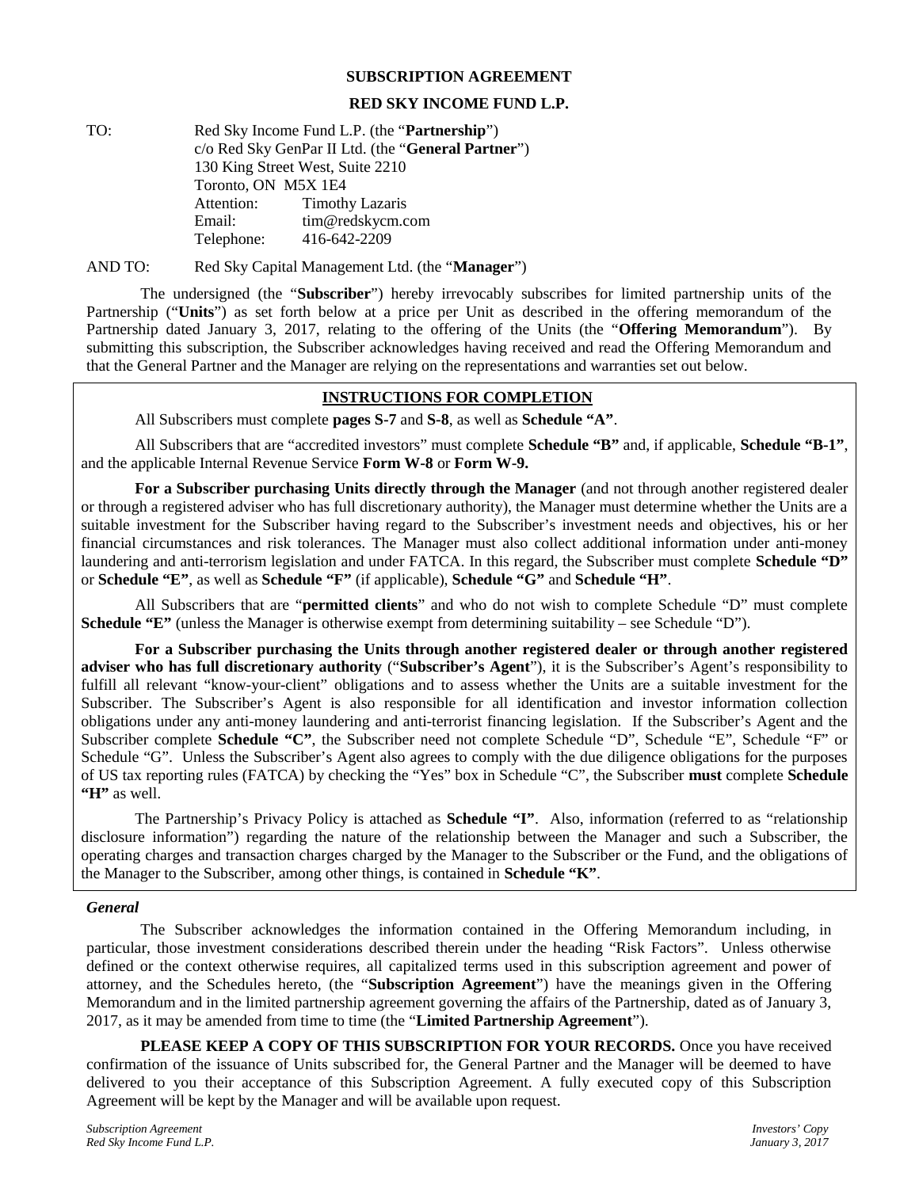# SUBSCRIPTION AGREEMENT

## RED SKY INCOME FUND L.P.

TO: Red Sky Income Fund L.P. (the "**Partnership**")
c/o Red Sky GenPar II Ltd. (the "**General Partner**")
130 King Street West, Suite 2210
Toronto, ON M5X 1E4
Attention: Timothy Lazaris
Email: tim@redskycm.com
Telephone: 416-642-2209

AND TO: Red Sky Capital Management Ltd. (the "**Manager**")

The undersigned (the "**Subscriber**") hereby irrevocably subscribes for limited partnership units of the Partnership ("**Units**") as set forth below at a price per Unit as described in the offering memorandum of the Partnership dated January 3, 2017, relating to the offering of the Units (the "**Offering Memorandum**"). By submitting this subscription, the Subscriber acknowledges having received and read the Offering Memorandum and that the General Partner and the Manager are relying on the representations and warranties set out below.

**INSTRUCTIONS FOR COMPLETION**

All Subscribers must complete **pages S-7** and **S-8**, as well as **Schedule "A"**.

All Subscribers that are "accredited investors" must complete **Schedule "B"** and, if applicable, **Schedule "B-1"**, and the applicable Internal Revenue Service **Form W-8** or **Form W-9.**

**For a Subscriber purchasing Units directly through the Manager** (and not through another registered dealer or through a registered adviser who has full discretionary authority), the Manager must determine whether the Units are a suitable investment for the Subscriber having regard to the Subscriber's investment needs and objectives, his or her financial circumstances and risk tolerances. The Manager must also collect additional information under anti-money laundering and anti-terrorism legislation and under FATCA. In this regard, the Subscriber must complete **Schedule "D"** or **Schedule "E"**, as well as **Schedule "F"** (if applicable), **Schedule "G"** and **Schedule "H"**.

All Subscribers that are "**permitted clients**" and who do not wish to complete Schedule "D" must complete **Schedule "E"** (unless the Manager is otherwise exempt from determining suitability – see Schedule "D").

**For a Subscriber purchasing the Units through another registered dealer or through another registered adviser who has full discretionary authority** ("**Subscriber's Agent**"), it is the Subscriber's Agent's responsibility to fulfill all relevant "know-your-client" obligations and to assess whether the Units are a suitable investment for the Subscriber. The Subscriber's Agent is also responsible for all identification and investor information collection obligations under any anti-money laundering and anti-terrorist financing legislation. If the Subscriber's Agent and the Subscriber complete **Schedule "C"**, the Subscriber need not complete Schedule "D", Schedule "E", Schedule "F" or Schedule "G". Unless the Subscriber's Agent also agrees to comply with the due diligence obligations for the purposes of US tax reporting rules (FATCA) by checking the "Yes" box in Schedule "C", the Subscriber **must** complete **Schedule "H"** as well.

The Partnership's Privacy Policy is attached as **Schedule "I"**. Also, information (referred to as "relationship disclosure information") regarding the nature of the relationship between the Manager and such a Subscriber, the operating charges and transaction charges charged by the Manager to the Subscriber or the Fund, and the obligations of the Manager to the Subscriber, among other things, is contained in **Schedule "K"**.

### *General*

The Subscriber acknowledges the information contained in the Offering Memorandum including, in particular, those investment considerations described therein under the heading "Risk Factors". Unless otherwise defined or the context otherwise requires, all capitalized terms used in this subscription agreement and power of attorney, and the Schedules hereto, (the "**Subscription Agreement**") have the meanings given in the Offering Memorandum and in the limited partnership agreement governing the affairs of the Partnership, dated as of January 3, 2017, as it may be amended from time to time (the "**Limited Partnership Agreement**").

**PLEASE KEEP A COPY OF THIS SUBSCRIPTION FOR YOUR RECORDS.** Once you have received confirmation of the issuance of Units subscribed for, the General Partner and the Manager will be deemed to have delivered to you their acceptance of this Subscription Agreement. A fully executed copy of this Subscription Agreement will be kept by the Manager and will be available upon request.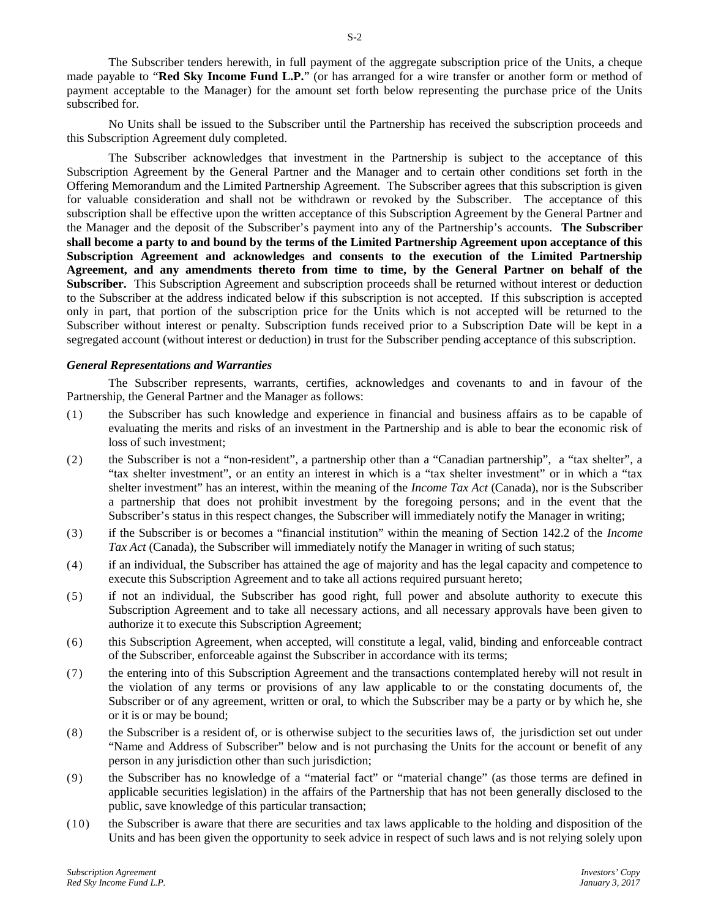The Subscriber tenders herewith, in full payment of the aggregate subscription price of the Units, a cheque made payable to "**Red Sky Income Fund L.P.**" (or has arranged for a wire transfer or another form or method of payment acceptable to the Manager) for the amount set forth below representing the purchase price of the Units subscribed for.

No Units shall be issued to the Subscriber until the Partnership has received the subscription proceeds and this Subscription Agreement duly completed.

The Subscriber acknowledges that investment in the Partnership is subject to the acceptance of this Subscription Agreement by the General Partner and the Manager and to certain other conditions set forth in the Offering Memorandum and the Limited Partnership Agreement. The Subscriber agrees that this subscription is given for valuable consideration and shall not be withdrawn or revoked by the Subscriber. The acceptance of this subscription shall be effective upon the written acceptance of this Subscription Agreement by the General Partner and the Manager and the deposit of the Subscriber's payment into any of the Partnership's accounts. **The Subscriber shall become a party to and bound by the terms of the Limited Partnership Agreement upon acceptance of this Subscription Agreement and acknowledges and consents to the execution of the Limited Partnership Agreement, and any amendments thereto from time to time, by the General Partner on behalf of the Subscriber.** This Subscription Agreement and subscription proceeds shall be returned without interest or deduction to the Subscriber at the address indicated below if this subscription is not accepted. If this subscription is accepted only in part, that portion of the subscription price for the Units which is not accepted will be returned to the Subscriber without interest or penalty. Subscription funds received prior to a Subscription Date will be kept in a segregated account (without interest or deduction) in trust for the Subscriber pending acceptance of this subscription.

***General Representations and Warranties***

The Subscriber represents, warrants, certifies, acknowledges and covenants to and in favour of the Partnership, the General Partner and the Manager as follows:

(1) the Subscriber has such knowledge and experience in financial and business affairs as to be capable of evaluating the merits and risks of an investment in the Partnership and is able to bear the economic risk of loss of such investment;

(2) the Subscriber is not a "non-resident", a partnership other than a "Canadian partnership", a "tax shelter", a "tax shelter investment", or an entity an interest in which is a "tax shelter investment" or in which a "tax shelter investment" has an interest, within the meaning of the *Income Tax Act* (Canada), nor is the Subscriber a partnership that does not prohibit investment by the foregoing persons; and in the event that the Subscriber's status in this respect changes, the Subscriber will immediately notify the Manager in writing;

(3) if the Subscriber is or becomes a "financial institution" within the meaning of Section 142.2 of the *Income Tax Act* (Canada), the Subscriber will immediately notify the Manager in writing of such status;

(4) if an individual, the Subscriber has attained the age of majority and has the legal capacity and competence to execute this Subscription Agreement and to take all actions required pursuant hereto;

(5) if not an individual, the Subscriber has good right, full power and absolute authority to execute this Subscription Agreement and to take all necessary actions, and all necessary approvals have been given to authorize it to execute this Subscription Agreement;

(6) this Subscription Agreement, when accepted, will constitute a legal, valid, binding and enforceable contract of the Subscriber, enforceable against the Subscriber in accordance with its terms;

(7) the entering into of this Subscription Agreement and the transactions contemplated hereby will not result in the violation of any terms or provisions of any law applicable to or the constating documents of, the Subscriber or of any agreement, written or oral, to which the Subscriber may be a party or by which he, she or it is or may be bound;

(8) the Subscriber is a resident of, or is otherwise subject to the securities laws of, the jurisdiction set out under "Name and Address of Subscriber" below and is not purchasing the Units for the account or benefit of any person in any jurisdiction other than such jurisdiction;

(9) the Subscriber has no knowledge of a "material fact" or "material change" (as those terms are defined in applicable securities legislation) in the affairs of the Partnership that has not been generally disclosed to the public, save knowledge of this particular transaction;

(10) the Subscriber is aware that there are securities and tax laws applicable to the holding and disposition of the Units and has been given the opportunity to seek advice in respect of such laws and is not relying solely upon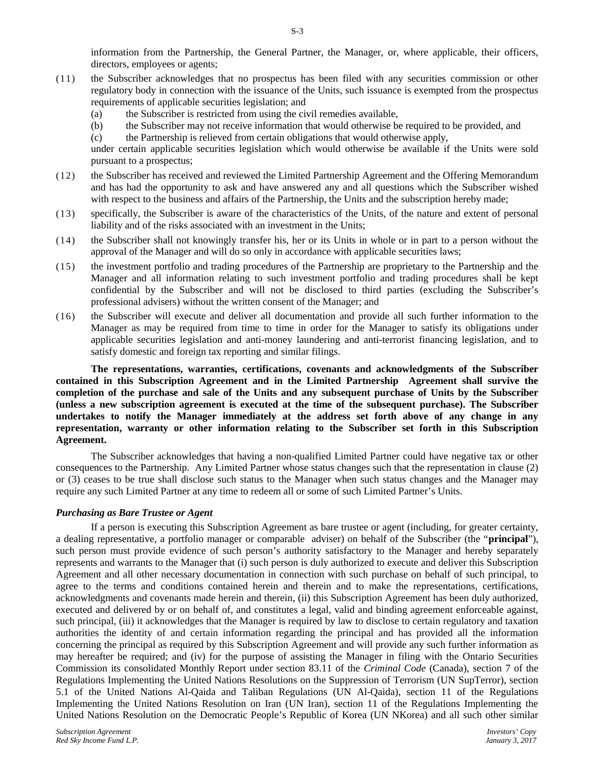information from the Partnership, the General Partner, the Manager, or, where applicable, their officers, directors, employees or agents;

(11) the Subscriber acknowledges that no prospectus has been filed with any securities commission or other regulatory body in connection with the issuance of the Units, such issuance is exempted from the prospectus requirements of applicable securities legislation; and

  (a) the Subscriber is restricted from using the civil remedies available,

  (b) the Subscriber may not receive information that would otherwise be required to be provided, and

  (c) the Partnership is relieved from certain obligations that would otherwise apply,

  under certain applicable securities legislation which would otherwise be available if the Units were sold pursuant to a prospectus;

(12) the Subscriber has received and reviewed the Limited Partnership Agreement and the Offering Memorandum and has had the opportunity to ask and have answered any and all questions which the Subscriber wished with respect to the business and affairs of the Partnership, the Units and the subscription hereby made;

(13) specifically, the Subscriber is aware of the characteristics of the Units, of the nature and extent of personal liability and of the risks associated with an investment in the Units;

(14) the Subscriber shall not knowingly transfer his, her or its Units in whole or in part to a person without the approval of the Manager and will do so only in accordance with applicable securities laws;

(15) the investment portfolio and trading procedures of the Partnership are proprietary to the Partnership and the Manager and all information relating to such investment portfolio and trading procedures shall be kept confidential by the Subscriber and will not be disclosed to third parties (excluding the Subscriber's professional advisers) without the written consent of the Manager; and

(16) the Subscriber will execute and deliver all documentation and provide all such further information to the Manager as may be required from time to time in order for the Manager to satisfy its obligations under applicable securities legislation and anti-money laundering and anti-terrorist financing legislation, and to satisfy domestic and foreign tax reporting and similar filings.

**The representations, warranties, certifications, covenants and acknowledgments of the Subscriber contained in this Subscription Agreement and in the Limited Partnership Agreement shall survive the completion of the purchase and sale of the Units and any subsequent purchase of Units by the Subscriber (unless a new subscription agreement is executed at the time of the subsequent purchase). The Subscriber undertakes to notify the Manager immediately at the address set forth above of any change in any representation, warranty or other information relating to the Subscriber set forth in this Subscription Agreement.**

The Subscriber acknowledges that having a non-qualified Limited Partner could have negative tax or other consequences to the Partnership. Any Limited Partner whose status changes such that the representation in clause (2) or (3) ceases to be true shall disclose such status to the Manager when such status changes and the Manager may require any such Limited Partner at any time to redeem all or some of such Limited Partner's Units.

### *Purchasing as Bare Trustee or Agent*

If a person is executing this Subscription Agreement as bare trustee or agent (including, for greater certainty, a dealing representative, a portfolio manager or comparable adviser) on behalf of the Subscriber (the "**principal**"), such person must provide evidence of such person's authority satisfactory to the Manager and hereby separately represents and warrants to the Manager that (i) such person is duly authorized to execute and deliver this Subscription Agreement and all other necessary documentation in connection with such purchase on behalf of such principal, to agree to the terms and conditions contained herein and therein and to make the representations, certifications, acknowledgments and covenants made herein and therein, (ii) this Subscription Agreement has been duly authorized, executed and delivered by or on behalf of, and constitutes a legal, valid and binding agreement enforceable against, such principal, (iii) it acknowledges that the Manager is required by law to disclose to certain regulatory and taxation authorities the identity of and certain information regarding the principal and has provided all the information concerning the principal as required by this Subscription Agreement and will provide any such further information as may hereafter be required; and (iv) for the purpose of assisting the Manager in filing with the Ontario Securities Commission its consolidated Monthly Report under section 83.11 of the *Criminal Code* (Canada), section 7 of the Regulations Implementing the United Nations Resolutions on the Suppression of Terrorism (UN SupTerror), section 5.1 of the United Nations Al-Qaida and Taliban Regulations (UN Al-Qaida), section 11 of the Regulations Implementing the United Nations Resolution on Iran (UN Iran), section 11 of the Regulations Implementing the United Nations Resolution on the Democratic People's Republic of Korea (UN NKorea) and all such other similar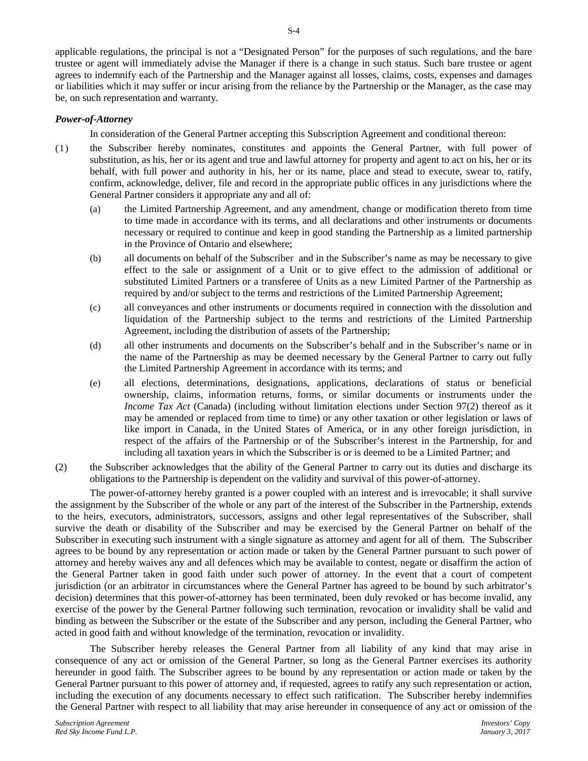applicable regulations, the principal is not a "Designated Person" for the purposes of such regulations, and the bare trustee or agent will immediately advise the Manager if there is a change in such status. Such bare trustee or agent agrees to indemnify each of the Partnership and the Manager against all losses, claims, costs, expenses and damages or liabilities which it may suffer or incur arising from the reliance by the Partnership or the Manager, as the case may be, on such representation and warranty.

### *Power-of-Attorney*

In consideration of the General Partner accepting this Subscription Agreement and conditional thereon:

(1) the Subscriber hereby nominates, constitutes and appoints the General Partner, with full power of substitution, as his, her or its agent and true and lawful attorney for property and agent to act on his, her or its behalf, with full power and authority in his, her or its name, place and stead to execute, swear to, ratify, confirm, acknowledge, deliver, file and record in the appropriate public offices in any jurisdictions where the General Partner considers it appropriate any and all of:

   (a) the Limited Partnership Agreement, and any amendment, change or modification thereto from time to time made in accordance with its terms, and all declarations and other instruments or documents necessary or required to continue and keep in good standing the Partnership as a limited partnership in the Province of Ontario and elsewhere;

   (b) all documents on behalf of the Subscriber and in the Subscriber's name as may be necessary to give effect to the sale or assignment of a Unit or to give effect to the admission of additional or substituted Limited Partners or a transferee of Units as a new Limited Partner of the Partnership as required by and/or subject to the terms and restrictions of the Limited Partnership Agreement;

   (c) all conveyances and other instruments or documents required in connection with the dissolution and liquidation of the Partnership subject to the terms and restrictions of the Limited Partnership Agreement, including the distribution of assets of the Partnership;

   (d) all other instruments and documents on the Subscriber's behalf and in the Subscriber's name or in the name of the Partnership as may be deemed necessary by the General Partner to carry out fully the Limited Partnership Agreement in accordance with its terms; and

   (e) all elections, determinations, designations, applications, declarations of status or beneficial ownership, claims, information returns, forms, or similar documents or instruments under the *Income Tax Act* (Canada) (including without limitation elections under Section 97(2) thereof as it may be amended or replaced from time to time) or any other taxation or other legislation or laws of like import in Canada, in the United States of America, or in any other foreign jurisdiction, in respect of the affairs of the Partnership or of the Subscriber's interest in the Partnership, for and including all taxation years in which the Subscriber is or is deemed to be a Limited Partner; and

(2) the Subscriber acknowledges that the ability of the General Partner to carry out its duties and discharge its obligations to the Partnership is dependent on the validity and survival of this power-of-attorney.

The power-of-attorney hereby granted is a power coupled with an interest and is irrevocable; it shall survive the assignment by the Subscriber of the whole or any part of the interest of the Subscriber in the Partnership, extends to the heirs, executors, administrators, successors, assigns and other legal representatives of the Subscriber, shall survive the death or disability of the Subscriber and may be exercised by the General Partner on behalf of the Subscriber in executing such instrument with a single signature as attorney and agent for all of them. The Subscriber agrees to be bound by any representation or action made or taken by the General Partner pursuant to such power of attorney and hereby waives any and all defences which may be available to contest, negate or disaffirm the action of the General Partner taken in good faith under such power of attorney. In the event that a court of competent jurisdiction (or an arbitrator in circumstances where the General Partner has agreed to be bound by such arbitrator's decision) determines that this power-of-attorney has been terminated, been duly revoked or has become invalid, any exercise of the power by the General Partner following such termination, revocation or invalidity shall be valid and binding as between the Subscriber or the estate of the Subscriber and any person, including the General Partner, who acted in good faith and without knowledge of the termination, revocation or invalidity.

The Subscriber hereby releases the General Partner from all liability of any kind that may arise in consequence of any act or omission of the General Partner, so long as the General Partner exercises its authority hereunder in good faith. The Subscriber agrees to be bound by any representation or action made or taken by the General Partner pursuant to this power of attorney and, if requested, agrees to ratify any such representation or action, including the execution of any documents necessary to effect such ratification. The Subscriber hereby indemnifies the General Partner with respect to all liability that may arise hereunder in consequence of any act or omission of the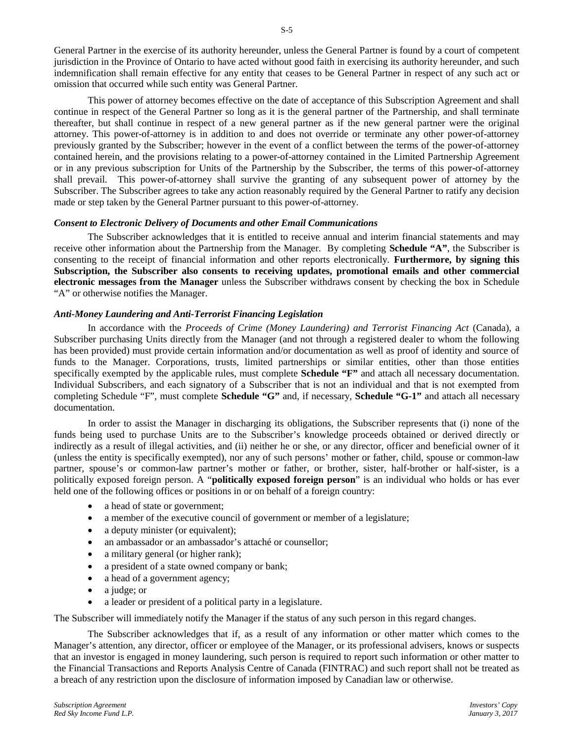General Partner in the exercise of its authority hereunder, unless the General Partner is found by a court of competent jurisdiction in the Province of Ontario to have acted without good faith in exercising its authority hereunder, and such indemnification shall remain effective for any entity that ceases to be General Partner in respect of any such act or omission that occurred while such entity was General Partner.

This power of attorney becomes effective on the date of acceptance of this Subscription Agreement and shall continue in respect of the General Partner so long as it is the general partner of the Partnership, and shall terminate thereafter, but shall continue in respect of a new general partner as if the new general partner were the original attorney. This power-of-attorney is in addition to and does not override or terminate any other power-of-attorney previously granted by the Subscriber; however in the event of a conflict between the terms of the power-of-attorney contained herein, and the provisions relating to a power-of-attorney contained in the Limited Partnership Agreement or in any previous subscription for Units of the Partnership by the Subscriber, the terms of this power-of-attorney shall prevail. This power-of-attorney shall survive the granting of any subsequent power of attorney by the Subscriber. The Subscriber agrees to take any action reasonably required by the General Partner to ratify any decision made or step taken by the General Partner pursuant to this power-of-attorney.

***Consent to Electronic Delivery of Documents and other Email Communications***

The Subscriber acknowledges that it is entitled to receive annual and interim financial statements and may receive other information about the Partnership from the Manager. By completing **Schedule "A"**, the Subscriber is consenting to the receipt of financial information and other reports electronically. **Furthermore, by signing this Subscription, the Subscriber also consents to receiving updates, promotional emails and other commercial electronic messages from the Manager** unless the Subscriber withdraws consent by checking the box in Schedule "A" or otherwise notifies the Manager.

***Anti-Money Laundering and Anti-Terrorist Financing Legislation***

In accordance with the *Proceeds of Crime (Money Laundering) and Terrorist Financing Act* (Canada), a Subscriber purchasing Units directly from the Manager (and not through a registered dealer to whom the following has been provided) must provide certain information and/or documentation as well as proof of identity and source of funds to the Manager. Corporations, trusts, limited partnerships or similar entities, other than those entities specifically exempted by the applicable rules, must complete **Schedule "F"** and attach all necessary documentation. Individual Subscribers, and each signatory of a Subscriber that is not an individual and that is not exempted from completing Schedule "F", must complete **Schedule "G"** and, if necessary, **Schedule "G-1"** and attach all necessary documentation.

In order to assist the Manager in discharging its obligations, the Subscriber represents that (i) none of the funds being used to purchase Units are to the Subscriber's knowledge proceeds obtained or derived directly or indirectly as a result of illegal activities, and (ii) neither he or she, or any director, officer and beneficial owner of it (unless the entity is specifically exempted), nor any of such persons' mother or father, child, spouse or common-law partner, spouse's or common-law partner's mother or father, or brother, sister, half-brother or half-sister, is a politically exposed foreign person. A "**politically exposed foreign person**" is an individual who holds or has ever held one of the following offices or positions in or on behalf of a foreign country:

- a head of state or government;
- a member of the executive council of government or member of a legislature;
- a deputy minister (or equivalent);
- an ambassador or an ambassador's attaché or counsellor;
- a military general (or higher rank);
- a president of a state owned company or bank;
- a head of a government agency;
- a judge; or
- a leader or president of a political party in a legislature.

The Subscriber will immediately notify the Manager if the status of any such person in this regard changes.

The Subscriber acknowledges that if, as a result of any information or other matter which comes to the Manager's attention, any director, officer or employee of the Manager, or its professional advisers, knows or suspects that an investor is engaged in money laundering, such person is required to report such information or other matter to the Financial Transactions and Reports Analysis Centre of Canada (FINTRAC) and such report shall not be treated as a breach of any restriction upon the disclosure of information imposed by Canadian law or otherwise.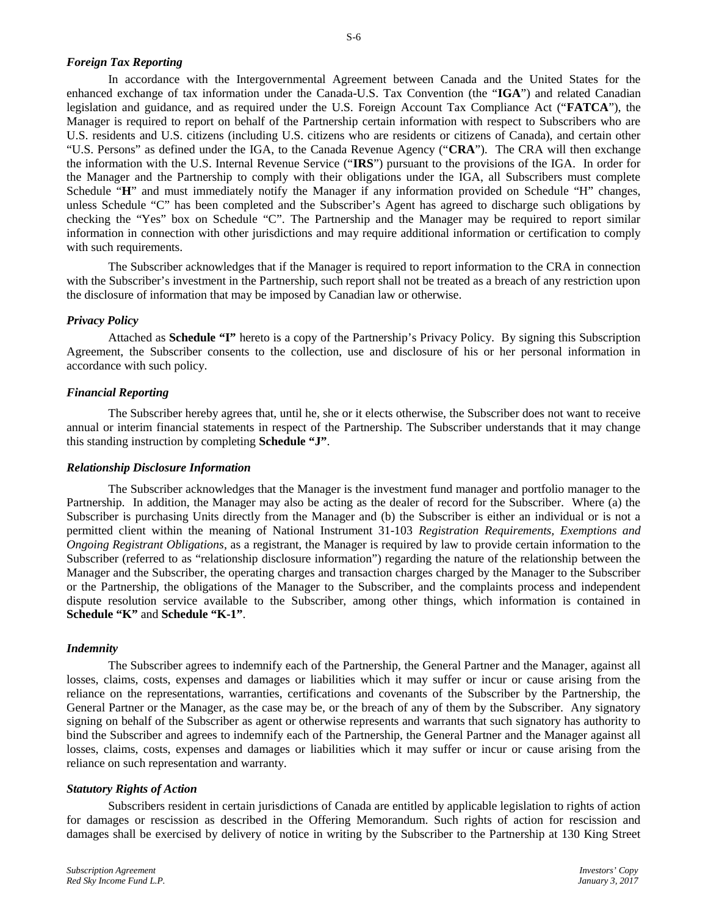### *Foreign Tax Reporting*

In accordance with the Intergovernmental Agreement between Canada and the United States for the enhanced exchange of tax information under the Canada-U.S. Tax Convention (the "**IGA**") and related Canadian legislation and guidance, and as required under the U.S. Foreign Account Tax Compliance Act ("**FATCA**"), the Manager is required to report on behalf of the Partnership certain information with respect to Subscribers who are U.S. residents and U.S. citizens (including U.S. citizens who are residents or citizens of Canada), and certain other "U.S. Persons" as defined under the IGA, to the Canada Revenue Agency ("**CRA**"). The CRA will then exchange the information with the U.S. Internal Revenue Service ("**IRS**") pursuant to the provisions of the IGA. In order for the Manager and the Partnership to comply with their obligations under the IGA, all Subscribers must complete Schedule "**H**" and must immediately notify the Manager if any information provided on Schedule "H" changes, unless Schedule "C" has been completed and the Subscriber's Agent has agreed to discharge such obligations by checking the "Yes" box on Schedule "C". The Partnership and the Manager may be required to report similar information in connection with other jurisdictions and may require additional information or certification to comply with such requirements.

The Subscriber acknowledges that if the Manager is required to report information to the CRA in connection with the Subscriber's investment in the Partnership, such report shall not be treated as a breach of any restriction upon the disclosure of information that may be imposed by Canadian law or otherwise.

### *Privacy Policy*

Attached as **Schedule "I"** hereto is a copy of the Partnership's Privacy Policy. By signing this Subscription Agreement, the Subscriber consents to the collection, use and disclosure of his or her personal information in accordance with such policy.

### *Financial Reporting*

The Subscriber hereby agrees that, until he, she or it elects otherwise, the Subscriber does not want to receive annual or interim financial statements in respect of the Partnership. The Subscriber understands that it may change this standing instruction by completing **Schedule "J"**.

### *Relationship Disclosure Information*

The Subscriber acknowledges that the Manager is the investment fund manager and portfolio manager to the Partnership. In addition, the Manager may also be acting as the dealer of record for the Subscriber. Where (a) the Subscriber is purchasing Units directly from the Manager and (b) the Subscriber is either an individual or is not a permitted client within the meaning of National Instrument 31-103 *Registration Requirements, Exemptions and Ongoing Registrant Obligations*, as a registrant, the Manager is required by law to provide certain information to the Subscriber (referred to as "relationship disclosure information") regarding the nature of the relationship between the Manager and the Subscriber, the operating charges and transaction charges charged by the Manager to the Subscriber or the Partnership, the obligations of the Manager to the Subscriber, and the complaints process and independent dispute resolution service available to the Subscriber, among other things, which information is contained in **Schedule "K"** and **Schedule "K-1"**.

### *Indemnity*

The Subscriber agrees to indemnify each of the Partnership, the General Partner and the Manager, against all losses, claims, costs, expenses and damages or liabilities which it may suffer or incur or cause arising from the reliance on the representations, warranties, certifications and covenants of the Subscriber by the Partnership, the General Partner or the Manager, as the case may be, or the breach of any of them by the Subscriber. Any signatory signing on behalf of the Subscriber as agent or otherwise represents and warrants that such signatory has authority to bind the Subscriber and agrees to indemnify each of the Partnership, the General Partner and the Manager against all losses, claims, costs, expenses and damages or liabilities which it may suffer or incur or cause arising from the reliance on such representation and warranty.

### *Statutory Rights of Action*

Subscribers resident in certain jurisdictions of Canada are entitled by applicable legislation to rights of action for damages or rescission as described in the Offering Memorandum. Such rights of action for rescission and damages shall be exercised by delivery of notice in writing by the Subscriber to the Partnership at 130 King Street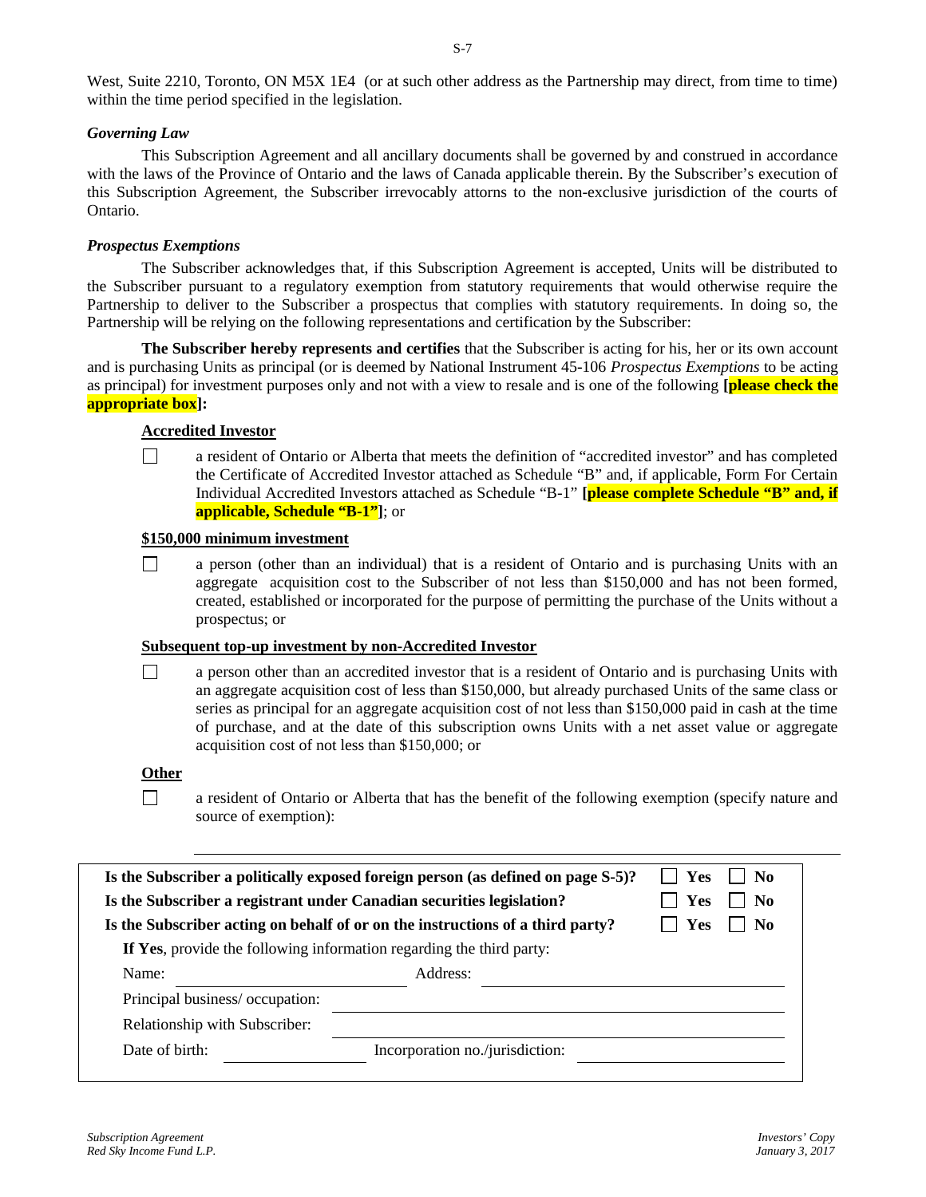West, Suite 2210, Toronto, ON M5X 1E4 (or at such other address as the Partnership may direct, from time to time) within the time period specified in the legislation.

*Governing Law*

This Subscription Agreement and all ancillary documents shall be governed by and construed in accordance with the laws of the Province of Ontario and the laws of Canada applicable therein. By the Subscriber's execution of this Subscription Agreement, the Subscriber irrevocably attorns to the non-exclusive jurisdiction of the courts of Ontario.

*Prospectus Exemptions*

The Subscriber acknowledges that, if this Subscription Agreement is accepted, Units will be distributed to the Subscriber pursuant to a regulatory exemption from statutory requirements that would otherwise require the Partnership to deliver to the Subscriber a prospectus that complies with statutory requirements. In doing so, the Partnership will be relying on the following representations and certification by the Subscriber:

**The Subscriber hereby represents and certifies** that the Subscriber is acting for his, her or its own account and is purchasing Units as principal (or is deemed by National Instrument 45-106 *Prospectus Exemptions* to be acting as principal) for investment purposes only and not with a view to resale and is one of the following **[please check the appropriate box]:**

**Accredited Investor**

☐ a resident of Ontario or Alberta that meets the definition of "accredited investor" and has completed the Certificate of Accredited Investor attached as Schedule "B" and, if applicable, Form For Certain Individual Accredited Investors attached as Schedule "B-1" **[please complete Schedule "B" and, if applicable, Schedule "B-1"]**; or

**$150,000 minimum investment**

☐ a person (other than an individual) that is a resident of Ontario and is purchasing Units with an aggregate acquisition cost to the Subscriber of not less than $150,000 and has not been formed, created, established or incorporated for the purpose of permitting the purchase of the Units without a prospectus; or

**Subsequent top-up investment by non-Accredited Investor**

☐ a person other than an accredited investor that is a resident of Ontario and is purchasing Units with an aggregate acquisition cost of less than $150,000, but already purchased Units of the same class or series as principal for an aggregate acquisition cost of not less than $150,000 paid in cash at the time of purchase, and at the date of this subscription owns Units with a net asset value or aggregate acquisition cost of not less than $150,000; or

**Other**

☐ a resident of Ontario or Alberta that has the benefit of the following exemption (specify nature and source of exemption):

\_\_\_\_\_\_\_\_\_\_\_\_\_\_\_\_\_\_\_\_\_\_\_\_\_\_\_\_\_\_\_\_\_\_\_\_\_\_\_\_\_\_\_\_\_\_\_\_\_\_\_\_\_\_\_\_\_\_\_\_\_\_\_\_\_\_\_\_\_\_\_\_\_\_\_\_\_\_\_\_

**Is the Subscriber a politically exposed foreign person (as defined on page S-5)?** ☐ **Yes** ☐ **No**

**Is the Subscriber a registrant under Canadian securities legislation?** ☐ **Yes** ☐ **No**

**Is the Subscriber acting on behalf of or on the instructions of a third party?** ☐ **Yes** ☐ **No**

**If Yes**, provide the following information regarding the third party:

Name: \_\_\_\_\_\_\_\_\_\_\_\_\_\_\_\_\_\_\_\_ Address: \_\_\_\_\_\_\_\_\_\_\_\_\_\_\_\_\_\_\_\_\_\_\_\_\_\_\_\_\_\_

Principal business/ occupation: \_\_\_\_\_\_\_\_\_\_\_\_\_\_\_\_\_\_\_\_\_\_\_\_\_\_\_\_\_\_\_\_\_\_\_\_\_\_

Relationship with Subscriber: \_\_\_\_\_\_\_\_\_\_\_\_\_\_\_\_\_\_\_\_\_\_\_\_\_\_\_\_\_\_\_\_\_\_\_\_\_\_

Date of birth: \_\_\_\_\_\_\_\_\_\_\_\_\_\_\_\_ Incorporation no./jurisdiction: \_\_\_\_\_\_\_\_\_\_\_\_\_\_\_\_\_\_\_\_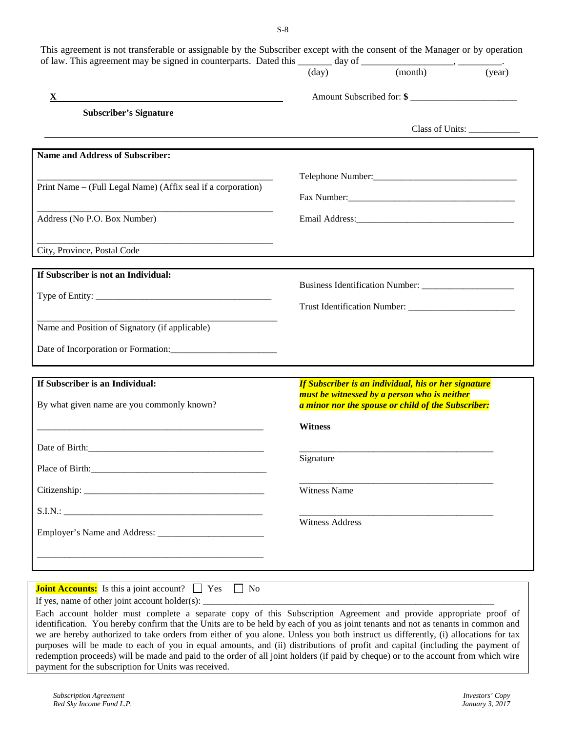This agreement is not transferable or assignable by the Subscriber except with the consent of the Manager or by operation of law. This agreement may be signed in counterparts. Dated this _______ day of __________________, _________.
(day) (month) (year)

**X** ________________________________________

**Subscriber's Signature**

Amount Subscribed for: **$** ______________________

Class of Units: ___________

---

**Name and Address of Subscriber:**

__________________________________________________
Print Name – (Full Legal Name) (Affix seal if a corporation)

__________________________________________________
Address (No P.O. Box Number)

__________________________________________________
City, Province, Postal Code

Telephone Number:_______________________________

Fax Number:____________________________________

Email Address:__________________________________

---

**If Subscriber is not an Individual:**

Type of Entity: ______________________________________

__________________________________________________
Name and Position of Signatory (if applicable)

Date of Incorporation or Formation:______________________

Business Identification Number: ____________________

Trust Identification Number: _______________________

---

**If Subscriber is an Individual:**

By what given name are you commonly known?

__________________________________________________

Date of Birth:_______________________________________

Place of Birth:______________________________________

Citizenship: ________________________________________

S.I.N.: ____________________________________________

Employer's Name and Address: ______________________

__________________________________________________

***If Subscriber is an individual, his or her signature must be witnessed by a person who is neither a minor nor the spouse or child of the Subscriber:***

**Witness**

__________________________________________
Signature

__________________________________________
Witness Name

__________________________________________
Witness Address

---

**Joint Accounts:** Is this a joint account? ☐ Yes ☐ No

If yes, name of other joint account holder(s): _______________________________________________________________

Each account holder must complete a separate copy of this Subscription Agreement and provide appropriate proof of identification. You hereby confirm that the Units are to be held by each of you as joint tenants and not as tenants in common and we are hereby authorized to take orders from either of you alone. Unless you both instruct us differently, (i) allocations for tax purposes will be made to each of you in equal amounts, and (ii) distributions of profit and capital (including the payment of redemption proceeds) will be made and paid to the order of all joint holders (if paid by cheque) or to the account from which wire payment for the subscription for Units was received.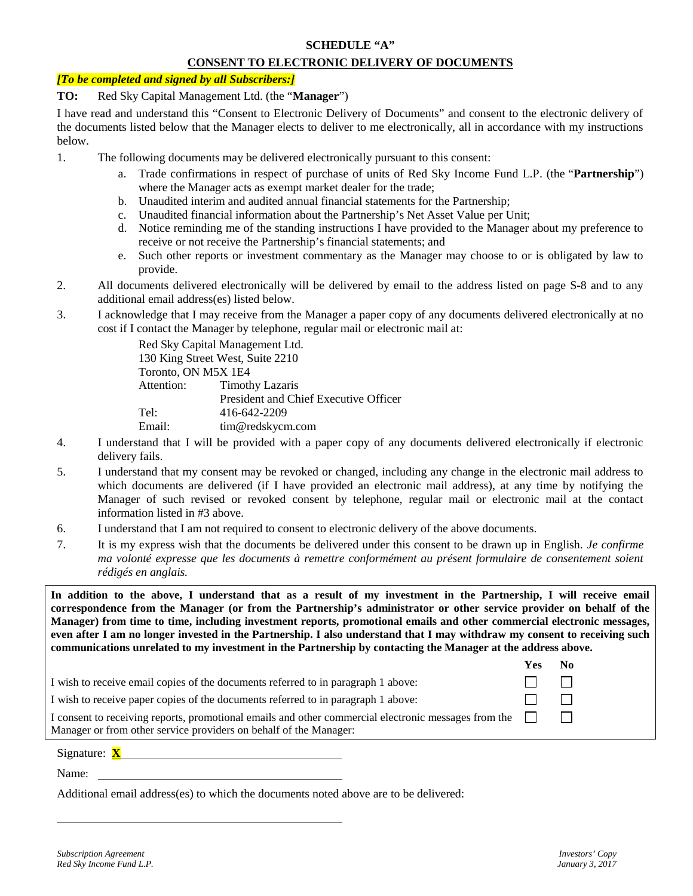# SCHEDULE "A"

## CONSENT TO ELECTRONIC DELIVERY OF DOCUMENTS

***[To be completed and signed by all Subscribers:]***

**TO:** Red Sky Capital Management Ltd. (the "**Manager**")

I have read and understand this "Consent to Electronic Delivery of Documents" and consent to the electronic delivery of the documents listed below that the Manager elects to deliver to me electronically, all in accordance with my instructions below.

1. The following documents may be delivered electronically pursuant to this consent:
   a. Trade confirmations in respect of purchase of units of Red Sky Income Fund L.P. (the "**Partnership**") where the Manager acts as exempt market dealer for the trade;
   b. Unaudited interim and audited annual financial statements for the Partnership;
   c. Unaudited financial information about the Partnership's Net Asset Value per Unit;
   d. Notice reminding me of the standing instructions I have provided to the Manager about my preference to receive or not receive the Partnership's financial statements; and
   e. Such other reports or investment commentary as the Manager may choose to or is obligated by law to provide.
2. All documents delivered electronically will be delivered by email to the address listed on page S-8 and to any additional email address(es) listed below.
3. I acknowledge that I may receive from the Manager a paper copy of any documents delivered electronically at no cost if I contact the Manager by telephone, regular mail or electronic mail at:

   Red Sky Capital Management Ltd.
   130 King Street West, Suite 2210
   Toronto, ON M5X 1E4
   Attention: Timothy Lazaris
   President and Chief Executive Officer
   Tel: 416-642-2209
   Email: tim@redskycm.com

4. I understand that I will be provided with a paper copy of any documents delivered electronically if electronic delivery fails.
5. I understand that my consent may be revoked or changed, including any change in the electronic mail address to which documents are delivered (if I have provided an electronic mail address), at any time by notifying the Manager of such revised or revoked consent by telephone, regular mail or electronic mail at the contact information listed in #3 above.
6. I understand that I am not required to consent to electronic delivery of the above documents.
7. It is my express wish that the documents be delivered under this consent to be drawn up in English. *Je confirme ma volonté expresse que les documents à remettre conformément au présent formulaire de consentement soient rédigés en anglais.*

**In addition to the above, I understand that as a result of my investment in the Partnership, I will receive email correspondence from the Manager (or from the Partnership's administrator or other service provider on behalf of the Manager) from time to time, including investment reports, promotional emails and other commercial electronic messages, even after I am no longer invested in the Partnership. I also understand that I may withdraw my consent to receiving such communications unrelated to my investment in the Partnership by contacting the Manager at the address above.**

| | Yes | No |
|---|---|---|
| I wish to receive email copies of the documents referred to in paragraph 1 above: | ☐ | ☐ |
| I wish to receive paper copies of the documents referred to in paragraph 1 above: | ☐ | ☐ |
| I consent to receiving reports, promotional emails and other commercial electronic messages from the Manager or from other service providers on behalf of the Manager: | ☐ | ☐ |

Signature: **X** ______________________________

Name: ______________________________

Additional email address(es) to which the documents noted above are to be delivered:

______________________________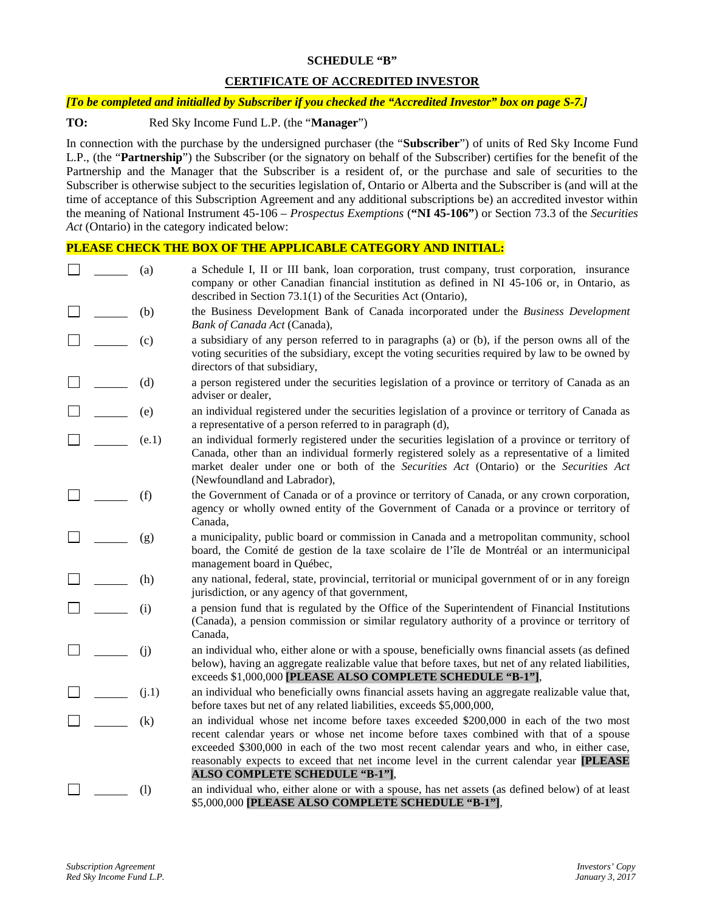**SCHEDULE "B"**

**CERTIFICATE OF ACCREDITED INVESTOR**

***[To be completed and initialled by Subscriber if you checked the "Accredited Investor" box on page S-7.]***

**TO:** Red Sky Income Fund L.P. (the "**Manager**")

In connection with the purchase by the undersigned purchaser (the "**Subscriber**") of units of Red Sky Income Fund L.P., (the "**Partnership**") the Subscriber (or the signatory on behalf of the Subscriber) certifies for the benefit of the Partnership and the Manager that the Subscriber is a resident of, or the purchase and sale of securities to the Subscriber is otherwise subject to the securities legislation of, Ontario or Alberta and the Subscriber is (and will at the time of acceptance of this Subscription Agreement and any additional subscriptions be) an accredited investor within the meaning of National Instrument 45-106 – *Prospectus Exemptions* (**"NI 45-106"**) or Section 73.3 of the *Securities Act* (Ontario) in the category indicated below:

**PLEASE CHECK THE BOX OF THE APPLICABLE CATEGORY AND INITIAL:**

☐ ______ (a) a Schedule I, II or III bank, loan corporation, trust company, trust corporation, insurance company or other Canadian financial institution as defined in NI 45-106 or, in Ontario, as described in Section 73.1(1) of the Securities Act (Ontario),

☐ ______ (b) the Business Development Bank of Canada incorporated under the *Business Development Bank of Canada Act* (Canada),

☐ ______ (c) a subsidiary of any person referred to in paragraphs (a) or (b), if the person owns all of the voting securities of the subsidiary, except the voting securities required by law to be owned by directors of that subsidiary,

☐ ______ (d) a person registered under the securities legislation of a province or territory of Canada as an adviser or dealer,

☐ ______ (e) an individual registered under the securities legislation of a province or territory of Canada as a representative of a person referred to in paragraph (d),

☐ ______ (e.1) an individual formerly registered under the securities legislation of a province or territory of Canada, other than an individual formerly registered solely as a representative of a limited market dealer under one or both of the *Securities Act* (Ontario) or the *Securities Act* (Newfoundland and Labrador),

☐ ______ (f) the Government of Canada or of a province or territory of Canada, or any crown corporation, agency or wholly owned entity of the Government of Canada or a province or territory of Canada,

☐ ______ (g) a municipality, public board or commission in Canada and a metropolitan community, school board, the Comité de gestion de la taxe scolaire de l'île de Montréal or an intermunicipal management board in Québec,

☐ ______ (h) any national, federal, state, provincial, territorial or municipal government of or in any foreign jurisdiction, or any agency of that government,

☐ ______ (i) a pension fund that is regulated by the Office of the Superintendent of Financial Institutions (Canada), a pension commission or similar regulatory authority of a province or territory of Canada,

☐ ______ (j) an individual who, either alone or with a spouse, beneficially owns financial assets (as defined below), having an aggregate realizable value that before taxes, but net of any related liabilities, exceeds $1,000,000 **[PLEASE ALSO COMPLETE SCHEDULE "B-1"]**,

☐ ______ (j.1) an individual who beneficially owns financial assets having an aggregate realizable value that, before taxes but net of any related liabilities, exceeds $5,000,000,

☐ ______ (k) an individual whose net income before taxes exceeded $200,000 in each of the two most recent calendar years or whose net income before taxes combined with that of a spouse exceeded $300,000 in each of the two most recent calendar years and who, in either case, reasonably expects to exceed that net income level in the current calendar year **[PLEASE ALSO COMPLETE SCHEDULE "B-1"]**,

☐ ______ (l) an individual who, either alone or with a spouse, has net assets (as defined below) of at least $5,000,000 **[PLEASE ALSO COMPLETE SCHEDULE "B-1"]**,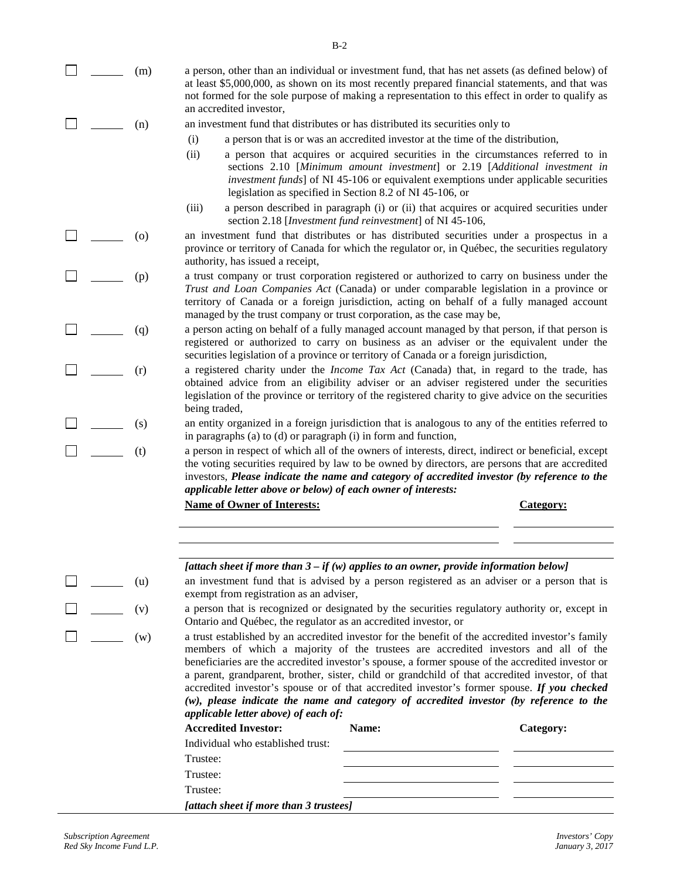☐ ______ (m) a person, other than an individual or investment fund, that has net assets (as defined below) of at least $5,000,000, as shown on its most recently prepared financial statements, and that was not formed for the sole purpose of making a representation to this effect in order to qualify as an accredited investor,

☐ ______ (n) an investment fund that distributes or has distributed its securities only to

(i) a person that is or was an accredited investor at the time of the distribution,

(ii) a person that acquires or acquired securities in the circumstances referred to in sections 2.10 [*Minimum amount investment*] or 2.19 [*Additional investment in investment funds*] of NI 45-106 or equivalent exemptions under applicable securities legislation as specified in Section 8.2 of NI 45-106, or

(iii) a person described in paragraph (i) or (ii) that acquires or acquired securities under section 2.18 [*Investment fund reinvestment*] of NI 45-106,

☐ ______ (o) an investment fund that distributes or has distributed securities under a prospectus in a province or territory of Canada for which the regulator or, in Québec, the securities regulatory authority, has issued a receipt,

☐ ______ (p) a trust company or trust corporation registered or authorized to carry on business under the *Trust and Loan Companies Act* (Canada) or under comparable legislation in a province or territory of Canada or a foreign jurisdiction, acting on behalf of a fully managed account managed by the trust company or trust corporation, as the case may be,

☐ ______ (q) a person acting on behalf of a fully managed account managed by that person, if that person is registered or authorized to carry on business as an adviser or the equivalent under the securities legislation of a province or territory of Canada or a foreign jurisdiction,

☐ ______ (r) a registered charity under the *Income Tax Act* (Canada) that, in regard to the trade, has obtained advice from an eligibility adviser or an adviser registered under the securities legislation of the province or territory of the registered charity to give advice on the securities being traded,

☐ ______ (s) an entity organized in a foreign jurisdiction that is analogous to any of the entities referred to in paragraphs (a) to (d) or paragraph (i) in form and function,

☐ ______ (t) a person in respect of which all of the owners of interests, direct, indirect or beneficial, except the voting securities required by law to be owned by directors, are persons that are accredited investors, ***Please indicate the name and category of accredited investor (by reference to the applicable letter above or below) of each owner of interests:***

| **Name of Owner of Interests:** | **Category:** |
|---|---|
| ______________________________ | __________ |
| ______________________________ | __________ |
| ______________________________ | __________ |

***[attach sheet if more than 3 – if (w) applies to an owner, provide information below]***

☐ ______ (u) an investment fund that is advised by a person registered as an adviser or a person that is exempt from registration as an adviser,

☐ ______ (v) a person that is recognized or designated by the securities regulatory authority or, except in Ontario and Québec, the regulator as an accredited investor, or

☐ ______ (w) a trust established by an accredited investor for the benefit of the accredited investor's family members of which a majority of the trustees are accredited investors and all of the beneficiaries are the accredited investor's spouse, a former spouse of the accredited investor or a parent, grandparent, brother, sister, child or grandchild of that accredited investor, of that accredited investor's spouse or of that accredited investor's former spouse. ***If you checked (w), please indicate the name and category of accredited investor (by reference to the applicable letter above) of each of:***

| **Accredited Investor:** | **Name:** | **Category:** |
|---|---|---|
| Individual who established trust: | ______________ | __________ |
| Trustee: | ______________ | __________ |
| Trustee: | ______________ | __________ |
| Trustee: | ______________ | __________ |

***[attach sheet if more than 3 trustees]***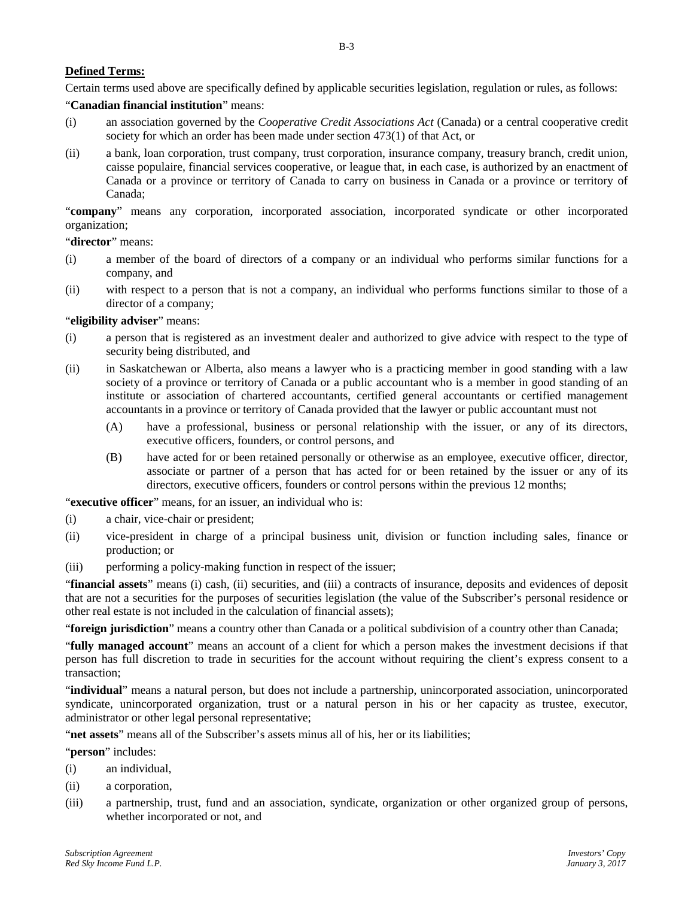**Defined Terms:**

Certain terms used above are specifically defined by applicable securities legislation, regulation or rules, as follows:

"**Canadian financial institution**" means:

(i) an association governed by the *Cooperative Credit Associations Act* (Canada) or a central cooperative credit society for which an order has been made under section 473(1) of that Act, or

(ii) a bank, loan corporation, trust company, trust corporation, insurance company, treasury branch, credit union, caisse populaire, financial services cooperative, or league that, in each case, is authorized by an enactment of Canada or a province or territory of Canada to carry on business in Canada or a province or territory of Canada;

"**company**" means any corporation, incorporated association, incorporated syndicate or other incorporated organization;

"**director**" means:

(i) a member of the board of directors of a company or an individual who performs similar functions for a company, and

(ii) with respect to a person that is not a company, an individual who performs functions similar to those of a director of a company;

"**eligibility adviser**" means:

(i) a person that is registered as an investment dealer and authorized to give advice with respect to the type of security being distributed, and

(ii) in Saskatchewan or Alberta, also means a lawyer who is a practicing member in good standing with a law society of a province or territory of Canada or a public accountant who is a member in good standing of an institute or association of chartered accountants, certified general accountants or certified management accountants in a province or territory of Canada provided that the lawyer or public accountant must not

(A) have a professional, business or personal relationship with the issuer, or any of its directors, executive officers, founders, or control persons, and

(B) have acted for or been retained personally or otherwise as an employee, executive officer, director, associate or partner of a person that has acted for or been retained by the issuer or any of its directors, executive officers, founders or control persons within the previous 12 months;

"**executive officer**" means, for an issuer, an individual who is:

(i) a chair, vice-chair or president;

(ii) vice-president in charge of a principal business unit, division or function including sales, finance or production; or

(iii) performing a policy-making function in respect of the issuer;

"**financial assets**" means (i) cash, (ii) securities, and (iii) a contracts of insurance, deposits and evidences of deposit that are not a securities for the purposes of securities legislation (the value of the Subscriber's personal residence or other real estate is not included in the calculation of financial assets);

"**foreign jurisdiction**" means a country other than Canada or a political subdivision of a country other than Canada;

"**fully managed account**" means an account of a client for which a person makes the investment decisions if that person has full discretion to trade in securities for the account without requiring the client's express consent to a transaction;

"**individual**" means a natural person, but does not include a partnership, unincorporated association, unincorporated syndicate, unincorporated organization, trust or a natural person in his or her capacity as trustee, executor, administrator or other legal personal representative;

"**net assets**" means all of the Subscriber's assets minus all of his, her or its liabilities;

"**person**" includes:

(i) an individual,

(ii) a corporation,

(iii) a partnership, trust, fund and an association, syndicate, organization or other organized group of persons, whether incorporated or not, and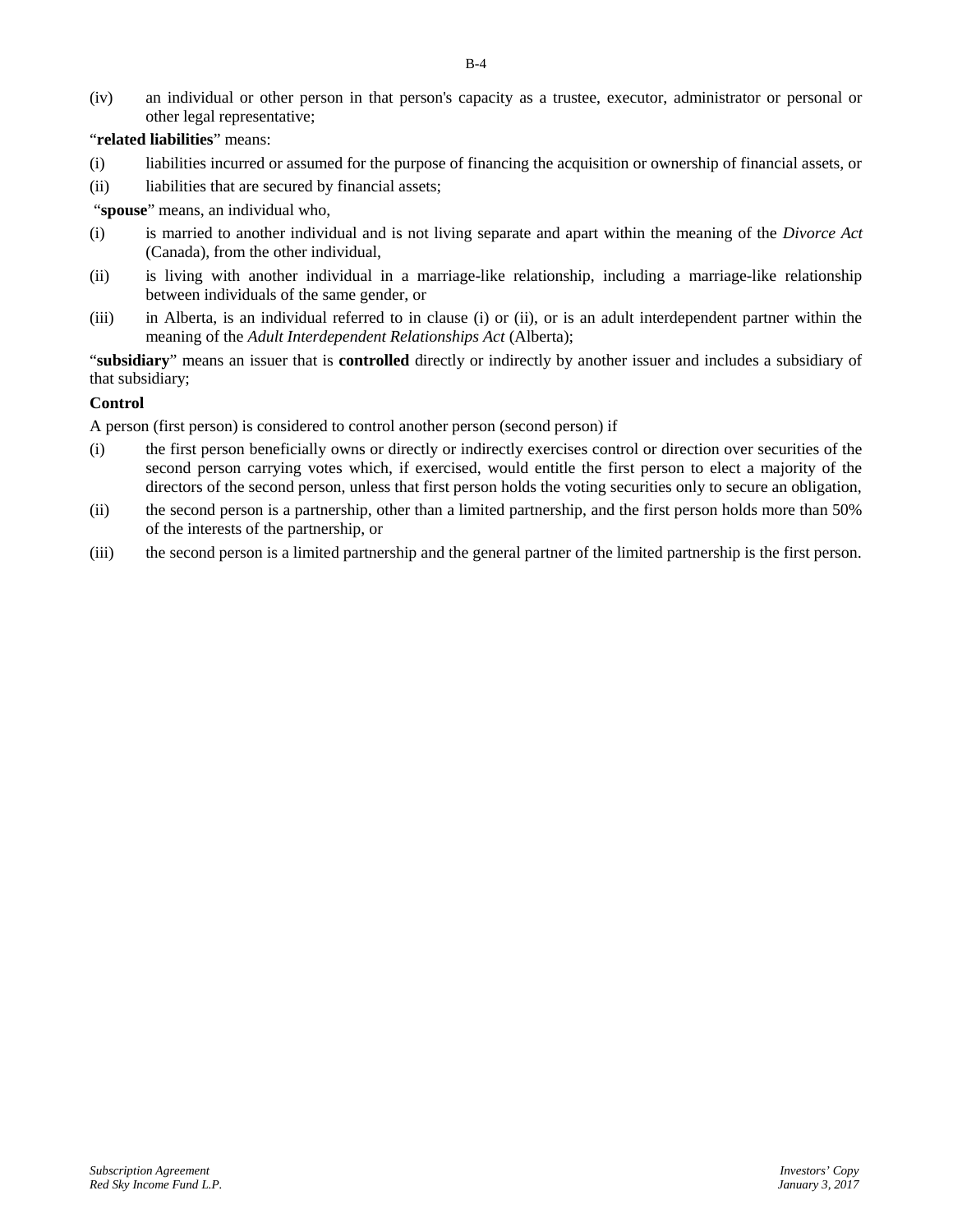(iv) an individual or other person in that person's capacity as a trustee, executor, administrator or personal or other legal representative;

"**related liabilities**" means:

(i) liabilities incurred or assumed for the purpose of financing the acquisition or ownership of financial assets, or

(ii) liabilities that are secured by financial assets;

"**spouse**" means, an individual who,

(i) is married to another individual and is not living separate and apart within the meaning of the *Divorce Act* (Canada), from the other individual,

(ii) is living with another individual in a marriage-like relationship, including a marriage-like relationship between individuals of the same gender, or

(iii) in Alberta, is an individual referred to in clause (i) or (ii), or is an adult interdependent partner within the meaning of the *Adult Interdependent Relationships Act* (Alberta);

"**subsidiary**" means an issuer that is **controlled** directly or indirectly by another issuer and includes a subsidiary of that subsidiary;

**Control**

A person (first person) is considered to control another person (second person) if

(i) the first person beneficially owns or directly or indirectly exercises control or direction over securities of the second person carrying votes which, if exercised, would entitle the first person to elect a majority of the directors of the second person, unless that first person holds the voting securities only to secure an obligation,

(ii) the second person is a partnership, other than a limited partnership, and the first person holds more than 50% of the interests of the partnership, or

(iii) the second person is a limited partnership and the general partner of the limited partnership is the first person.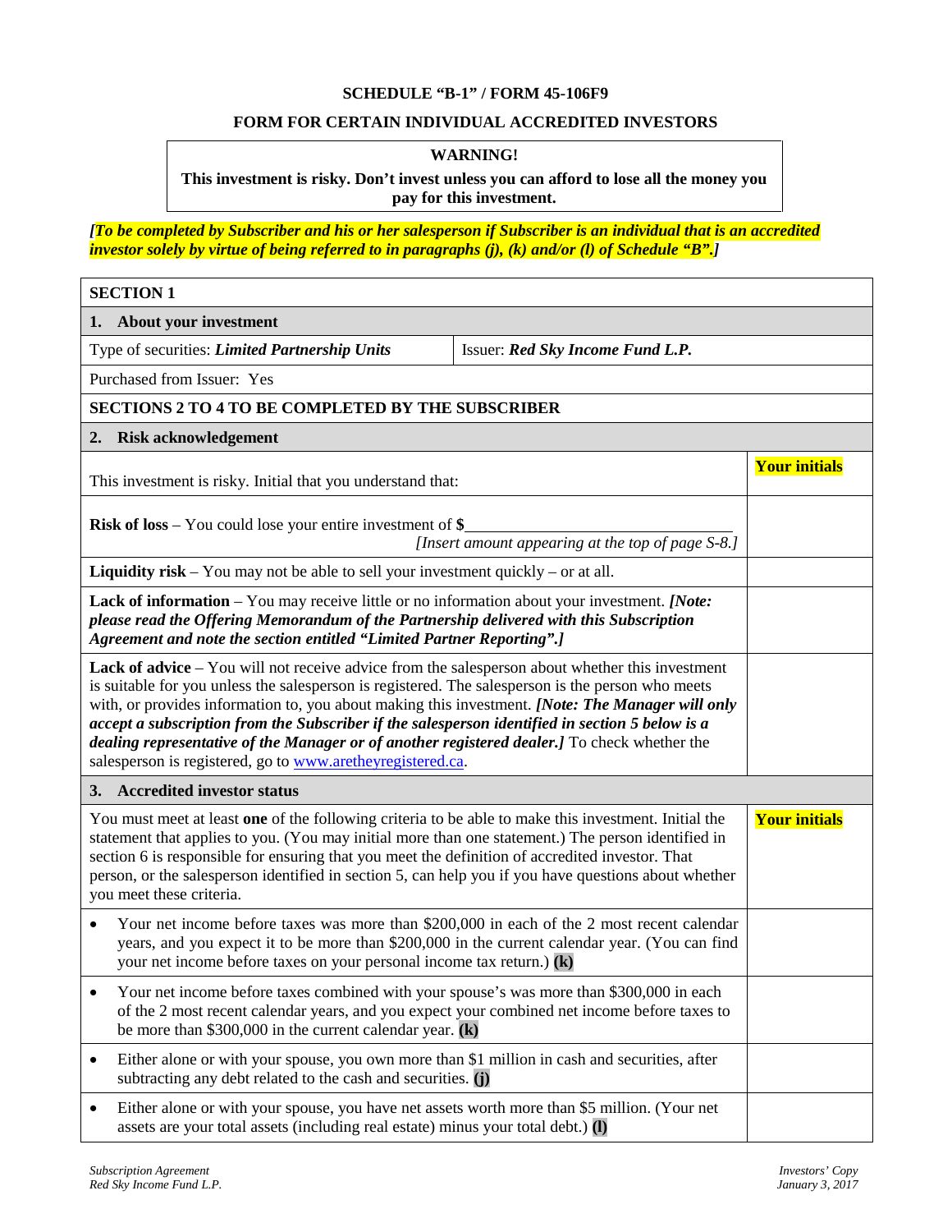**SCHEDULE "B-1" / FORM 45-106F9**

**FORM FOR CERTAIN INDIVIDUAL ACCREDITED INVESTORS**

| **WARNING!** |
|---|
| **This investment is risky. Don't invest unless you can afford to lose all the money you pay for this investment.** |

***[To be completed by Subscriber and his or her salesperson if Subscriber is an individual that is an accredited investor solely by virtue of being referred to in paragraphs (j), (k) and/or (l) of Schedule "B".]***

| **SECTION 1** | | |
|---|---|---|
| **1. About your investment** | | |
| Type of securities: ***Limited Partnership Units*** | Issuer: ***Red Sky Income Fund L.P.*** | |
| Purchased from Issuer: Yes | | |
| **SECTIONS 2 TO 4 TO BE COMPLETED BY THE SUBSCRIBER** | | |
| **2. Risk acknowledgement** | | |
| This investment is risky. Initial that you understand that: | | **Your initials** |
| **Risk of loss** – You could lose your entire investment of **$**\_\_\_\_\_\_\_\_\_\_\_\_\_\_\_\_\_\_\_\_\_\_\_\_\_\_\_\_\_\_ *[Insert amount appearing at the top of page S-8.]* | | |
| **Liquidity risk** – You may not be able to sell your investment quickly – or at all. | | |
| **Lack of information** – You may receive little or no information about your investment. ***[Note: please read the Offering Memorandum of the Partnership delivered with this Subscription Agreement and note the section entitled "Limited Partner Reporting".]*** | | |
| **Lack of advice** – You will not receive advice from the salesperson about whether this investment is suitable for you unless the salesperson is registered. The salesperson is the person who meets with, or provides information to, you about making this investment. ***[Note: The Manager will only accept a subscription from the Subscriber if the salesperson identified in section 5 below is a dealing representative of the Manager or of another registered dealer.]*** To check whether the salesperson is registered, go to www.aretheyregistered.ca. | | |
| **3. Accredited investor status** | | |
| You must meet at least **one** of the following criteria to be able to make this investment. Initial the statement that applies to you. (You may initial more than one statement.) The person identified in section 6 is responsible for ensuring that you meet the definition of accredited investor. That person, or the salesperson identified in section 5, can help you if you have questions about whether you meet these criteria. | | **Your initials** |
| • Your net income before taxes was more than $200,000 in each of the 2 most recent calendar years, and you expect it to be more than $200,000 in the current calendar year. (You can find your net income before taxes on your personal income tax return.) **(k)** | | |
| • Your net income before taxes combined with your spouse's was more than $300,000 in each of the 2 most recent calendar years, and you expect your combined net income before taxes to be more than $300,000 in the current calendar year. **(k)** | | |
| • Either alone or with your spouse, you own more than $1 million in cash and securities, after subtracting any debt related to the cash and securities. **(j)** | | |
| • Either alone or with your spouse, you have net assets worth more than $5 million. (Your net assets are your total assets (including real estate) minus your total debt.) **(l)** | | |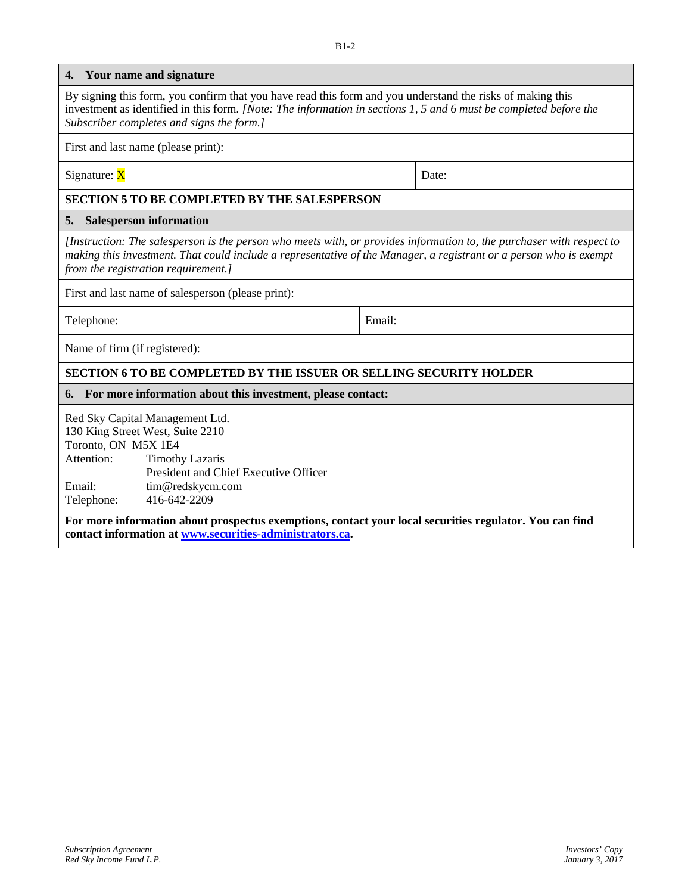## 4. Your name and signature

By signing this form, you confirm that you have read this form and you understand the risks of making this investment as identified in this form. *[Note: The information in sections 1, 5 and 6 must be completed before the Subscriber completes and signs the form.]*

First and last name (please print):

| Signature: X | Date: |
|---|---|

**SECTION 5 TO BE COMPLETED BY THE SALESPERSON**

## 5. Salesperson information

*[Instruction: The salesperson is the person who meets with, or provides information to, the purchaser with respect to making this investment. That could include a representative of the Manager, a registrant or a person who is exempt from the registration requirement.]*

First and last name of salesperson (please print):

| Telephone: | Email: |
|---|---|

Name of firm (if registered):

**SECTION 6 TO BE COMPLETED BY THE ISSUER OR SELLING SECURITY HOLDER**

## 6. For more information about this investment, please contact:

Red Sky Capital Management Ltd.
130 King Street West, Suite 2210
Toronto, ON M5X 1E4
Attention: Timothy Lazaris
President and Chief Executive Officer
Email: tim@redskycm.com
Telephone: 416-642-2209

**For more information about prospectus exemptions, contact your local securities regulator. You can find contact information at www.securities-administrators.ca.**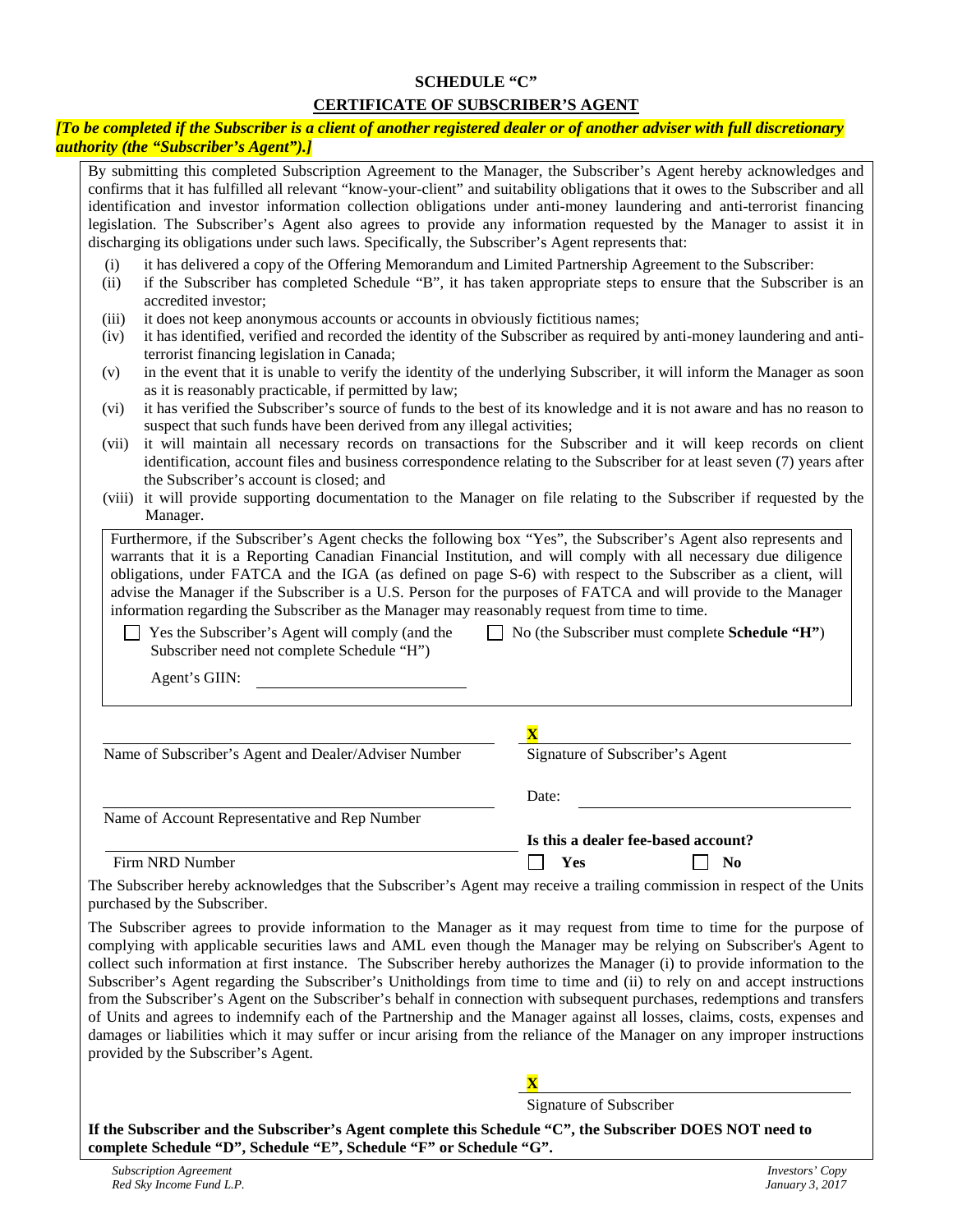# SCHEDULE "C"

## CERTIFICATE OF SUBSCRIBER'S AGENT

***[To be completed if the Subscriber is a client of another registered dealer or of another adviser with full discretionary authority (the "Subscriber's Agent").]***

By submitting this completed Subscription Agreement to the Manager, the Subscriber's Agent hereby acknowledges and confirms that it has fulfilled all relevant "know-your-client" and suitability obligations that it owes to the Subscriber and all identification and investor information collection obligations under anti-money laundering and anti-terrorist financing legislation. The Subscriber's Agent also agrees to provide any information requested by the Manager to assist it in discharging its obligations under such laws. Specifically, the Subscriber's Agent represents that:

(i) it has delivered a copy of the Offering Memorandum and Limited Partnership Agreement to the Subscriber:

(ii) if the Subscriber has completed Schedule "B", it has taken appropriate steps to ensure that the Subscriber is an accredited investor;

(iii) it does not keep anonymous accounts or accounts in obviously fictitious names;

(iv) it has identified, verified and recorded the identity of the Subscriber as required by anti-money laundering and anti-terrorist financing legislation in Canada;

(v) in the event that it is unable to verify the identity of the underlying Subscriber, it will inform the Manager as soon as it is reasonably practicable, if permitted by law;

(vi) it has verified the Subscriber's source of funds to the best of its knowledge and it is not aware and has no reason to suspect that such funds have been derived from any illegal activities;

(vii) it will maintain all necessary records on transactions for the Subscriber and it will keep records on client identification, account files and business correspondence relating to the Subscriber for at least seven (7) years after the Subscriber's account is closed; and

(viii) it will provide supporting documentation to the Manager on file relating to the Subscriber if requested by the Manager.

Furthermore, if the Subscriber's Agent checks the following box "Yes", the Subscriber's Agent also represents and warrants that it is a Reporting Canadian Financial Institution, and will comply with all necessary due diligence obligations, under FATCA and the IGA (as defined on page S-6) with respect to the Subscriber as a client, will advise the Manager if the Subscriber is a U.S. Person for the purposes of FATCA and will provide to the Manager information regarding the Subscriber as the Manager may reasonably request from time to time.

☐ Yes the Subscriber's Agent will comply (and the Subscriber need not complete Schedule "H")

☐ No (the Subscriber must complete **Schedule "H"**)

Agent's GIIN: ____________________

____________________________________
Name of Subscriber's Agent and Dealer/Adviser Number

**X** ____________________________________
Signature of Subscriber's Agent

____________________________________
Name of Account Representative and Rep Number

Date: ____________________

____________________________________
Firm NRD Number

**Is this a dealer fee-based account?**
☐ **Yes** ☐ **No**

The Subscriber hereby acknowledges that the Subscriber's Agent may receive a trailing commission in respect of the Units purchased by the Subscriber.

The Subscriber agrees to provide information to the Manager as it may request from time to time for the purpose of complying with applicable securities laws and AML even though the Manager may be relying on Subscriber's Agent to collect such information at first instance. The Subscriber hereby authorizes the Manager (i) to provide information to the Subscriber's Agent regarding the Subscriber's Unitholdings from time to time and (ii) to rely on and accept instructions from the Subscriber's Agent on the Subscriber's behalf in connection with subsequent purchases, redemptions and transfers of Units and agrees to indemnify each of the Partnership and the Manager against all losses, claims, costs, expenses and damages or liabilities which it may suffer or incur arising from the reliance of the Manager on any improper instructions provided by the Subscriber's Agent.

**X** ____________________________________
Signature of Subscriber

**If the Subscriber and the Subscriber's Agent complete this Schedule "C", the Subscriber DOES NOT need to complete Schedule "D", Schedule "E", Schedule "F" or Schedule "G".**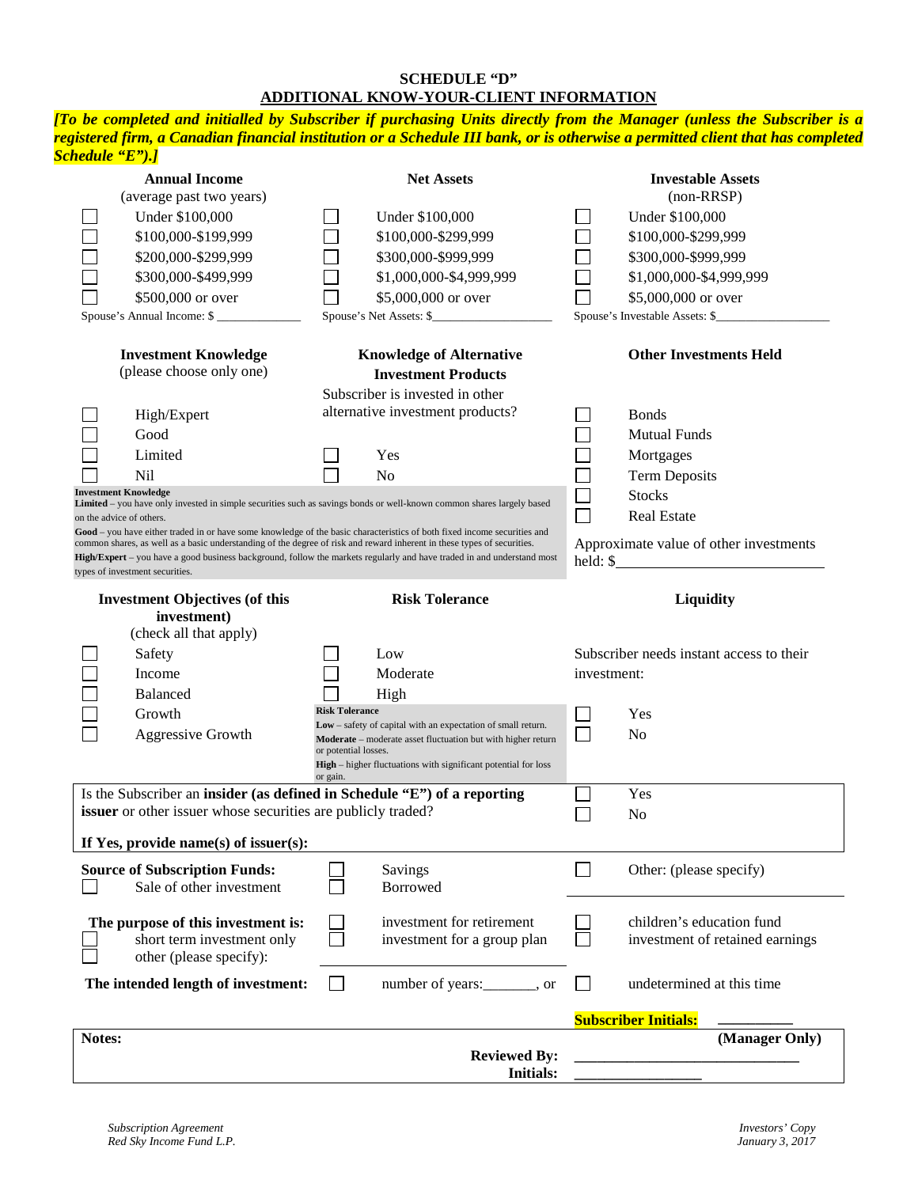# SCHEDULE "D"
## ADDITIONAL KNOW-YOUR-CLIENT INFORMATION

***[To be completed and initialled by Subscriber if purchasing Units directly from the Manager (unless the Subscriber is a registered firm, a Canadian financial institution or a Schedule III bank, or is otherwise a permitted client that has completed Schedule "E").]***

| **Annual Income** (average past two years) | **Net Assets** | **Investable Assets** (non-RRSP) |
|---|---|---|
| ☐ Under $100,000 | ☐ Under $100,000 | ☐ Under $100,000 |
| ☐ $100,000-$199,999 | ☐ $100,000-$299,999 | ☐ $100,000-$299,999 |
| ☐ $200,000-$299,999 | ☐ $300,000-$999,999 | ☐ $300,000-$999,999 |
| ☐ $300,000-$499,999 | ☐ $1,000,000-$4,999,999 | ☐ $1,000,000-$4,999,999 |
| ☐ $500,000 or over | ☐ $5,000,000 or over | ☐ $5,000,000 or over |
| Spouse's Annual Income: $ ____________ | Spouse's Net Assets: $____________ | Spouse's Investable Assets: $____________ |

| **Investment Knowledge** (please choose only one) | **Knowledge of Alternative Investment Products** | **Other Investments Held** |
|---|---|---|
| | Subscriber is invested in other alternative investment products? | |
| ☐ High/Expert | | ☐ Bonds |
| ☐ Good | | ☐ Mutual Funds |
| ☐ Limited | ☐ Yes | ☐ Mortgages |
| ☐ Nil | ☐ No | ☐ Term Deposits |
| | | ☐ Stocks |
| | | ☐ Real Estate |
| | | Approximate value of other investments held: $____________ |

**Investment Knowledge**
**Limited** – you have only invested in simple securities such as savings bonds or well-known common shares largely based on the advice of others.
**Good** – you have either traded in or have some knowledge of the basic characteristics of both fixed income securities and common shares, as well as a basic understanding of the degree of risk and reward inherent in these types of securities.
**High/Expert** – you have a good business background, follow the markets regularly and have traded in and understand most types of investment securities.

| **Investment Objectives (of this investment)** (check all that apply) | **Risk Tolerance** | **Liquidity** |
|---|---|---|
| ☐ Safety | ☐ Low | Subscriber needs instant access to their investment: |
| ☐ Income | ☐ Moderate | |
| ☐ Balanced | ☐ High | |
| ☐ Growth | | ☐ Yes |
| ☐ Aggressive Growth | | ☐ No |

**Risk Tolerance**
**Low** – safety of capital with an expectation of small return.
**Moderate** – moderate asset fluctuation but with higher return or potential losses.
**High** – higher fluctuations with significant potential for loss or gain.

Is the Subscriber an **insider (as defined in Schedule "E") of a reporting issuer** or other issuer whose securities are publicly traded? ☐ Yes ☐ No

**If Yes, provide name(s) of issuer(s):**

**Source of Subscription Funds:** ☐ Sale of other investment ☐ Savings ☐ Borrowed ☐ Other: (please specify) ____________

**The purpose of this investment is:** ☐ short term investment only ☐ other (please specify): ____________ ☐ investment for retirement ☐ investment for a group plan ☐ children's education fund ☐ investment of retained earnings

**The intended length of investment:** ☐ number of years:_______, or ☐ undetermined at this time

**Subscriber Initials:** _________

**Notes:** **(Manager Only)**

**Reviewed By:** ____________________________
**Initials:** ________________

*Subscription Agreement*
*Red Sky Income Fund L.P.*

*Investors' Copy*
*January 3, 2017*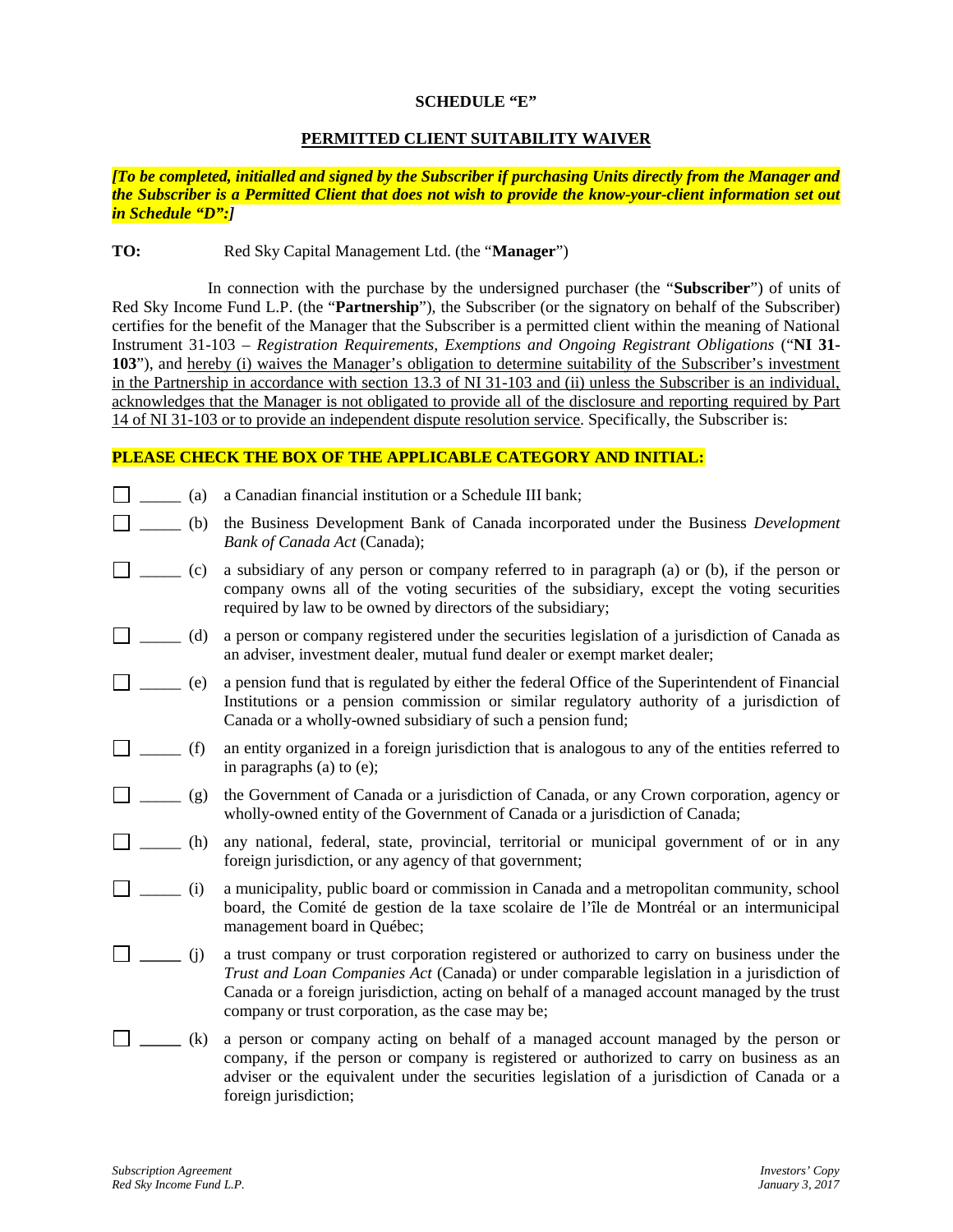**SCHEDULE "E"**

**PERMITTED CLIENT SUITABILITY WAIVER**

***[To be completed, initialled and signed by the Subscriber if purchasing Units directly from the Manager and the Subscriber is a Permitted Client that does not wish to provide the know-your-client information set out in Schedule "D":]***

**TO:** Red Sky Capital Management Ltd. (the "**Manager**")

In connection with the purchase by the undersigned purchaser (the "**Subscriber**") of units of Red Sky Income Fund L.P. (the "**Partnership**"), the Subscriber (or the signatory on behalf of the Subscriber) certifies for the benefit of the Manager that the Subscriber is a permitted client within the meaning of National Instrument 31-103 – *Registration Requirements, Exemptions and Ongoing Registrant Obligations* ("**NI 31-103**"), and hereby (i) waives the Manager's obligation to determine suitability of the Subscriber's investment in the Partnership in accordance with section 13.3 of NI 31-103 and (ii) unless the Subscriber is an individual, acknowledges that the Manager is not obligated to provide all of the disclosure and reporting required by Part 14 of NI 31-103 or to provide an independent dispute resolution service. Specifically, the Subscriber is:

**PLEASE CHECK THE BOX OF THE APPLICABLE CATEGORY AND INITIAL:**

- ☐ _____ (a) a Canadian financial institution or a Schedule III bank;
- ☐ _____ (b) the Business Development Bank of Canada incorporated under the Business *Development Bank of Canada Act* (Canada);
- ☐ _____ (c) a subsidiary of any person or company referred to in paragraph (a) or (b), if the person or company owns all of the voting securities of the subsidiary, except the voting securities required by law to be owned by directors of the subsidiary;
- ☐ _____ (d) a person or company registered under the securities legislation of a jurisdiction of Canada as an adviser, investment dealer, mutual fund dealer or exempt market dealer;
- ☐ _____ (e) a pension fund that is regulated by either the federal Office of the Superintendent of Financial Institutions or a pension commission or similar regulatory authority of a jurisdiction of Canada or a wholly-owned subsidiary of such a pension fund;
- ☐ _____ (f) an entity organized in a foreign jurisdiction that is analogous to any of the entities referred to in paragraphs (a) to (e);
- ☐ _____ (g) the Government of Canada or a jurisdiction of Canada, or any Crown corporation, agency or wholly-owned entity of the Government of Canada or a jurisdiction of Canada;
- ☐ _____ (h) any national, federal, state, provincial, territorial or municipal government of or in any foreign jurisdiction, or any agency of that government;
- ☐ _____ (i) a municipality, public board or commission in Canada and a metropolitan community, school board, the Comité de gestion de la taxe scolaire de l'île de Montréal or an intermunicipal management board in Québec;
- ☐ _____ (j) a trust company or trust corporation registered or authorized to carry on business under the *Trust and Loan Companies Act* (Canada) or under comparable legislation in a jurisdiction of Canada or a foreign jurisdiction, acting on behalf of a managed account managed by the trust company or trust corporation, as the case may be;
- ☐ _____ (k) a person or company acting on behalf of a managed account managed by the person or company, if the person or company is registered or authorized to carry on business as an adviser or the equivalent under the securities legislation of a jurisdiction of Canada or a foreign jurisdiction;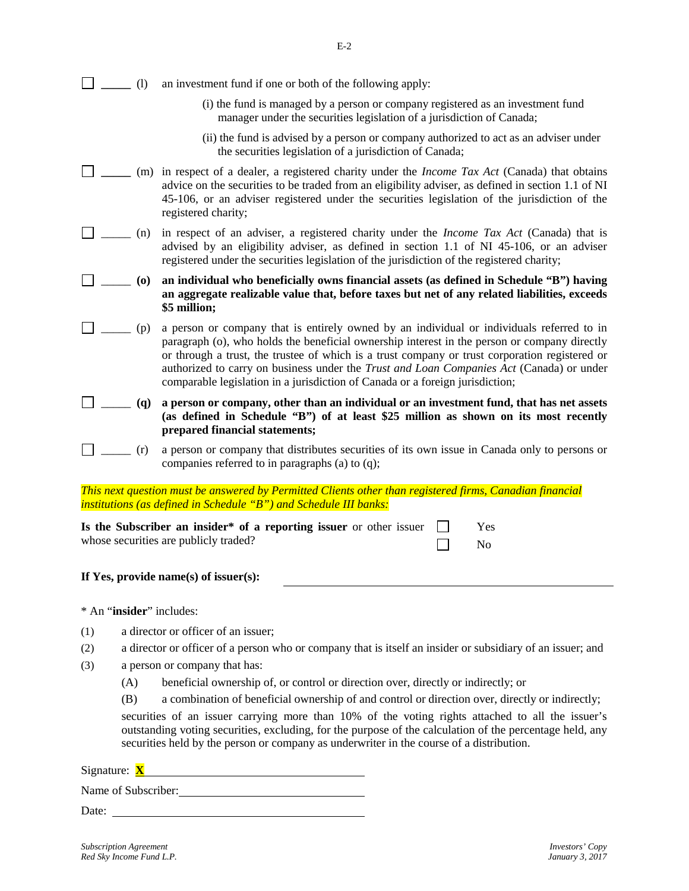☐ _____ (l) an investment fund if one or both of the following apply:

(i) the fund is managed by a person or company registered as an investment fund manager under the securities legislation of a jurisdiction of Canada;

(ii) the fund is advised by a person or company authorized to act as an adviser under the securities legislation of a jurisdiction of Canada;

☐ _____ (m) in respect of a dealer, a registered charity under the *Income Tax Act* (Canada) that obtains advice on the securities to be traded from an eligibility adviser, as defined in section 1.1 of NI 45-106, or an adviser registered under the securities legislation of the jurisdiction of the registered charity;

☐ _____ (n) in respect of an adviser, a registered charity under the *Income Tax Act* (Canada) that is advised by an eligibility adviser, as defined in section 1.1 of NI 45-106, or an adviser registered under the securities legislation of the jurisdiction of the registered charity;

☐ _____ **(o) an individual who beneficially owns financial assets (as defined in Schedule "B") having an aggregate realizable value that, before taxes but net of any related liabilities, exceeds $5 million;**

☐ _____ (p) a person or company that is entirely owned by an individual or individuals referred to in paragraph (o), who holds the beneficial ownership interest in the person or company directly or through a trust, the trustee of which is a trust company or trust corporation registered or authorized to carry on business under the *Trust and Loan Companies Act* (Canada) or under comparable legislation in a jurisdiction of Canada or a foreign jurisdiction;

☐ _____ **(q) a person or company, other than an individual or an investment fund, that has net assets (as defined in Schedule "B") of at least $25 million as shown on its most recently prepared financial statements;**

☐ _____ (r) a person or company that distributes securities of its own issue in Canada only to persons or companies referred to in paragraphs (a) to (q);

*This next question must be answered by Permitted Clients other than registered firms, Canadian financial institutions (as defined in Schedule "B") and Schedule III banks:*

**Is the Subscriber an insider\* of a reporting issuer** or other issuer whose securities are publicly traded?

☐ Yes

☐ No

**If Yes, provide name(s) of issuer(s):** ______________________________

\* An "**insider**" includes:

(1) a director or officer of an issuer;

(2) a director or officer of a person who or company that is itself an insider or subsidiary of an issuer; and

(3) a person or company that has:

(A) beneficial ownership of, or control or direction over, directly or indirectly; or

(B) a combination of beneficial ownership of and control or direction over, directly or indirectly;

securities of an issuer carrying more than 10% of the voting rights attached to all the issuer's outstanding voting securities, excluding, for the purpose of the calculation of the percentage held, any securities held by the person or company as underwriter in the course of a distribution.

Signature: **X** ______________________________

Name of Subscriber: ______________________________

Date: ______________________________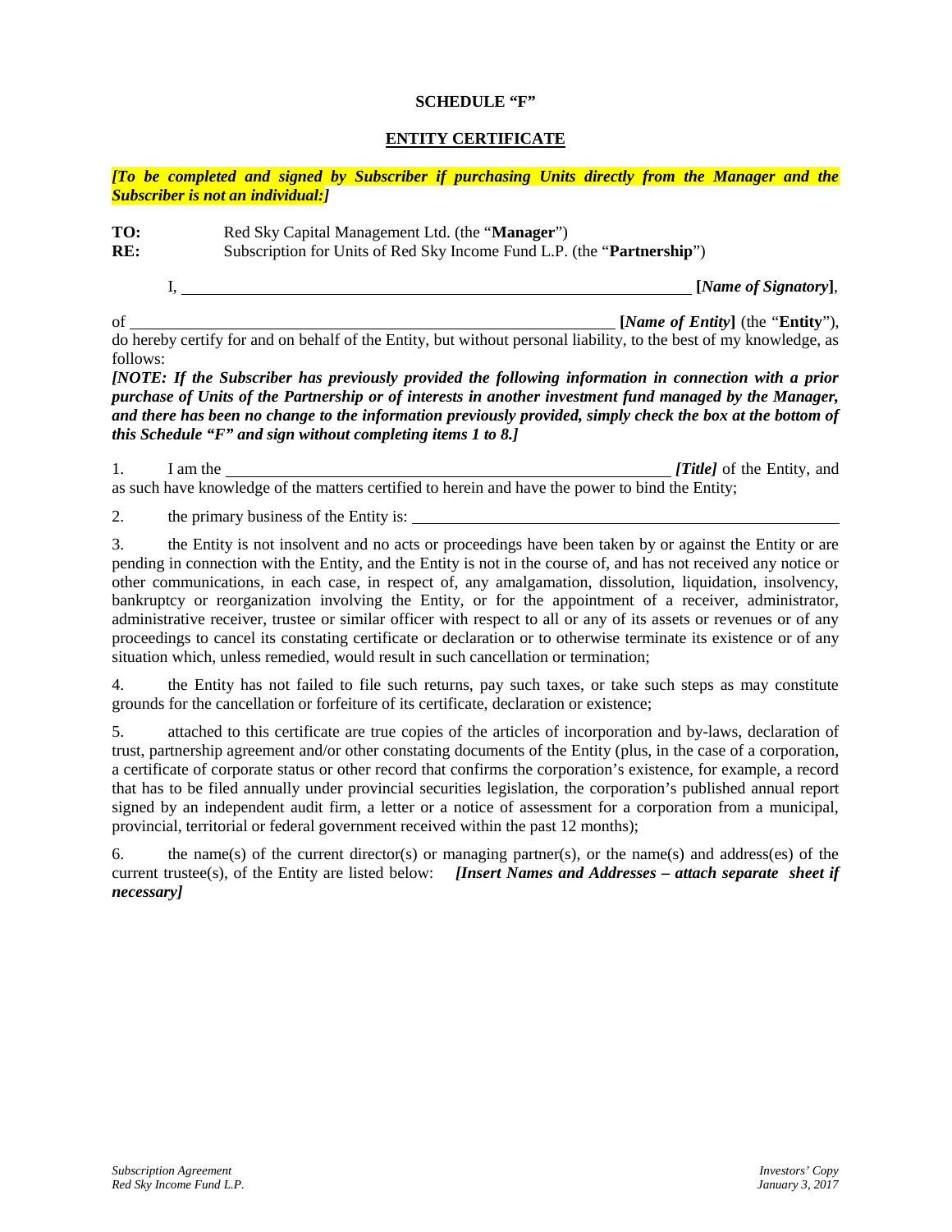**SCHEDULE "F"**

**ENTITY CERTIFICATE**

***[To be completed and signed by Subscriber if purchasing Units directly from the Manager and the Subscriber is not an individual:]***

**TO:** Red Sky Capital Management Ltd. (the "**Manager**")
**RE:** Subscription for Units of Red Sky Income Fund L.P. (the "**Partnership**")

I, ______________________________________________________________ **[*Name of Signatory*]**,

of ______________________________________________________________ **[*Name of Entity*]** (the "**Entity**"), do hereby certify for and on behalf of the Entity, but without personal liability, to the best of my knowledge, as follows:

***[NOTE: If the Subscriber has previously provided the following information in connection with a prior purchase of Units of the Partnership or of interests in another investment fund managed by the Manager, and there has been no change to the information previously provided, simply check the box at the bottom of this Schedule "F" and sign without completing items 1 to 8.]***

1. I am the ______________________________________________________________ ***[Title]*** of the Entity, and as such have knowledge of the matters certified to herein and have the power to bind the Entity;

2. the primary business of the Entity is: ______________________________________________________________

3. the Entity is not insolvent and no acts or proceedings have been taken by or against the Entity or are pending in connection with the Entity, and the Entity is not in the course of, and has not received any notice or other communications, in each case, in respect of, any amalgamation, dissolution, liquidation, insolvency, bankruptcy or reorganization involving the Entity, or for the appointment of a receiver, administrator, administrative receiver, trustee or similar officer with respect to all or any of its assets or revenues or of any proceedings to cancel its constating certificate or declaration or to otherwise terminate its existence or of any situation which, unless remedied, would result in such cancellation or termination;

4. the Entity has not failed to file such returns, pay such taxes, or take such steps as may constitute grounds for the cancellation or forfeiture of its certificate, declaration or existence;

5. attached to this certificate are true copies of the articles of incorporation and by-laws, declaration of trust, partnership agreement and/or other constating documents of the Entity (plus, in the case of a corporation, a certificate of corporate status or other record that confirms the corporation's existence, for example, a record that has to be filed annually under provincial securities legislation, the corporation's published annual report signed by an independent audit firm, a letter or a notice of assessment for a corporation from a municipal, provincial, territorial or federal government received within the past 12 months);

6. the name(s) of the current director(s) or managing partner(s), or the name(s) and address(es) of the current trustee(s), of the Entity are listed below: ***[Insert Names and Addresses – attach separate sheet if necessary]***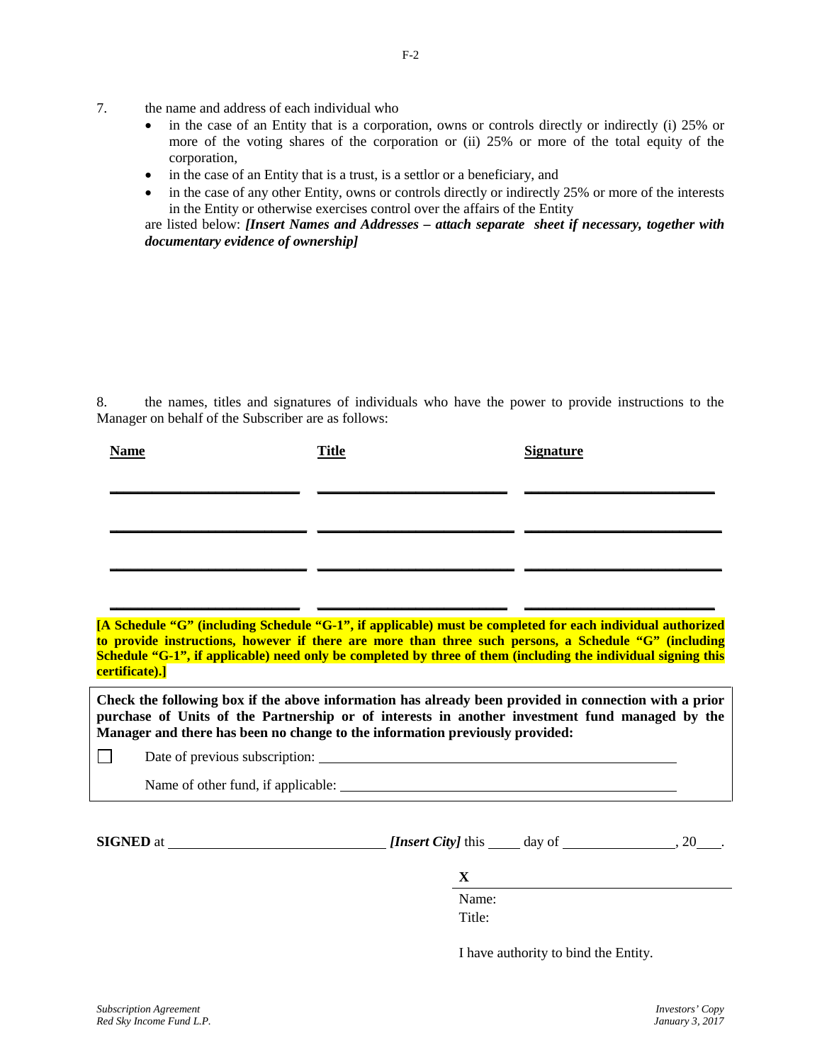7. the name and address of each individual who

   - in the case of an Entity that is a corporation, owns or controls directly or indirectly (i) 25% or more of the voting shares of the corporation or (ii) 25% or more of the total equity of the corporation,
   - in the case of an Entity that is a trust, is a settlor or a beneficiary, and
   - in the case of any other Entity, owns or controls directly or indirectly 25% or more of the interests in the Entity or otherwise exercises control over the affairs of the Entity

   are listed below: ***[Insert Names and Addresses – attach separate sheet if necessary, together with documentary evidence of ownership]***

8. the names, titles and signatures of individuals who have the power to provide instructions to the Manager on behalf of the Subscriber are as follows:

| Name | Title | Signature |
|---|---|---|
| ____________________ | ____________________ | ____________________ |
| ____________________ | ____________________ | ____________________ |
| ____________________ | ____________________ | ____________________ |
| ____________________ | ____________________ | ____________________ |

**[A Schedule "G" (including Schedule "G-1", if applicable) must be completed for each individual authorized to provide instructions, however if there are more than three such persons, a Schedule "G" (including Schedule "G-1", if applicable) need only be completed by three of them (including the individual signing this certificate).]**

**Check the following box if the above information has already been provided in connection with a prior purchase of Units of the Partnership or of interests in another investment fund managed by the Manager and there has been no change to the information previously provided:**

☐ Date of previous subscription: ______________________________

Name of other fund, if applicable: ______________________________

**SIGNED** at ______________________ ***[Insert City]*** this ____ day of ______________, 20___.

X ______________________________

Name:

Title:

I have authority to bind the Entity.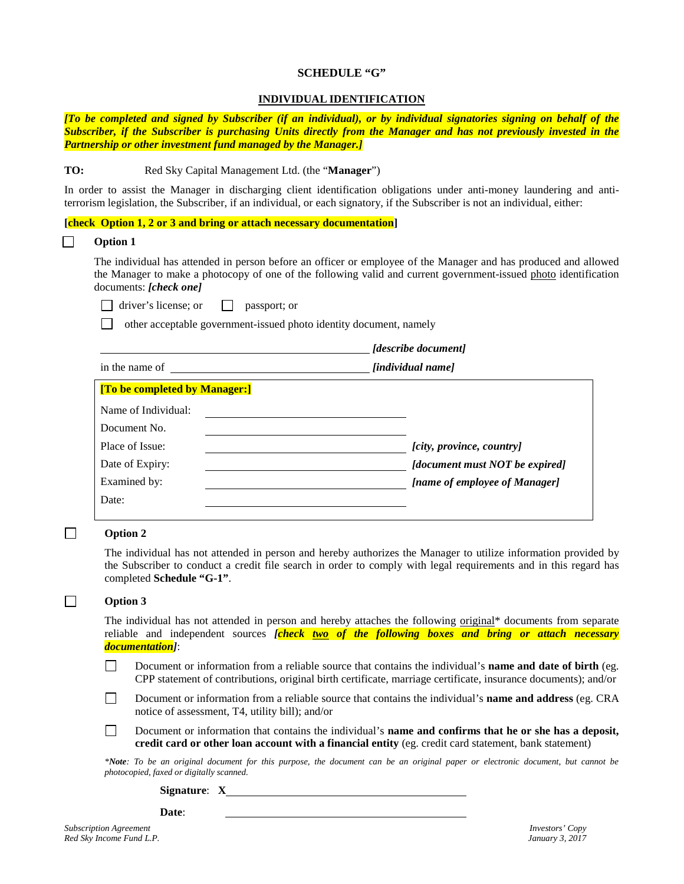## SCHEDULE "G"

## INDIVIDUAL IDENTIFICATION

***[To be completed and signed by Subscriber (if an individual), or by individual signatories signing on behalf of the Subscriber, if the Subscriber is purchasing Units directly from the Manager and has not previously invested in the Partnership or other investment fund managed by the Manager.]***

**TO:** Red Sky Capital Management Ltd. (the "**Manager**")

In order to assist the Manager in discharging client identification obligations under anti-money laundering and anti-terrorism legislation, the Subscriber, if an individual, or each signatory, if the Subscriber is not an individual, either:

**[check Option 1, 2 or 3 and bring or attach necessary documentation]**

☐ **Option 1**

The individual has attended in person before an officer or employee of the Manager and has produced and allowed the Manager to make a photocopy of one of the following valid and current government-issued photo identification documents: ***[check one]***

☐ driver's license; or ☐ passport; or

☐ other acceptable government-issued photo identity document, namely

_______________________________________ ***[describe document]***

in the name of ___________________________ ***[individual name]***

**[To be completed by Manager:]**

| | | |
|---|---|---|
| Name of Individual: | ____________________ | |
| Document No. | ____________________ | |
| Place of Issue: | ____________________ | ***[city, province, country]*** |
| Date of Expiry: | ____________________ | ***[document must NOT be expired]*** |
| Examined by: | ____________________ | ***[name of employee of Manager]*** |
| Date: | ____________________ | |

☐ **Option 2**

The individual has not attended in person and hereby authorizes the Manager to utilize information provided by the Subscriber to conduct a credit file search in order to comply with legal requirements and in this regard has completed **Schedule "G-1"**.

☐ **Option 3**

The individual has not attended in person and hereby attaches the following original* documents from separate reliable and independent sources ***[check two of the following boxes and bring or attach necessary documentation]***:

☐ Document or information from a reliable source that contains the individual's **name and date of birth** (eg. CPP statement of contributions, original birth certificate, marriage certificate, insurance documents); and/or

☐ Document or information from a reliable source that contains the individual's **name and address** (eg. CRA notice of assessment, T4, utility bill); and/or

☐ Document or information that contains the individual's **name and confirms that he or she has a deposit, credit card or other loan account with a financial entity** (eg. credit card statement, bank statement)

**Note*: To be an original document for this purpose, the document can be an original paper or electronic document, but cannot be photocopied, faxed or digitally scanned.*

**Signature**: **X**___________________________

**Date**: ___________________________

*Subscription Agreement*
*Red Sky Income Fund L.P.*

*Investors' Copy*
*January 3, 2017*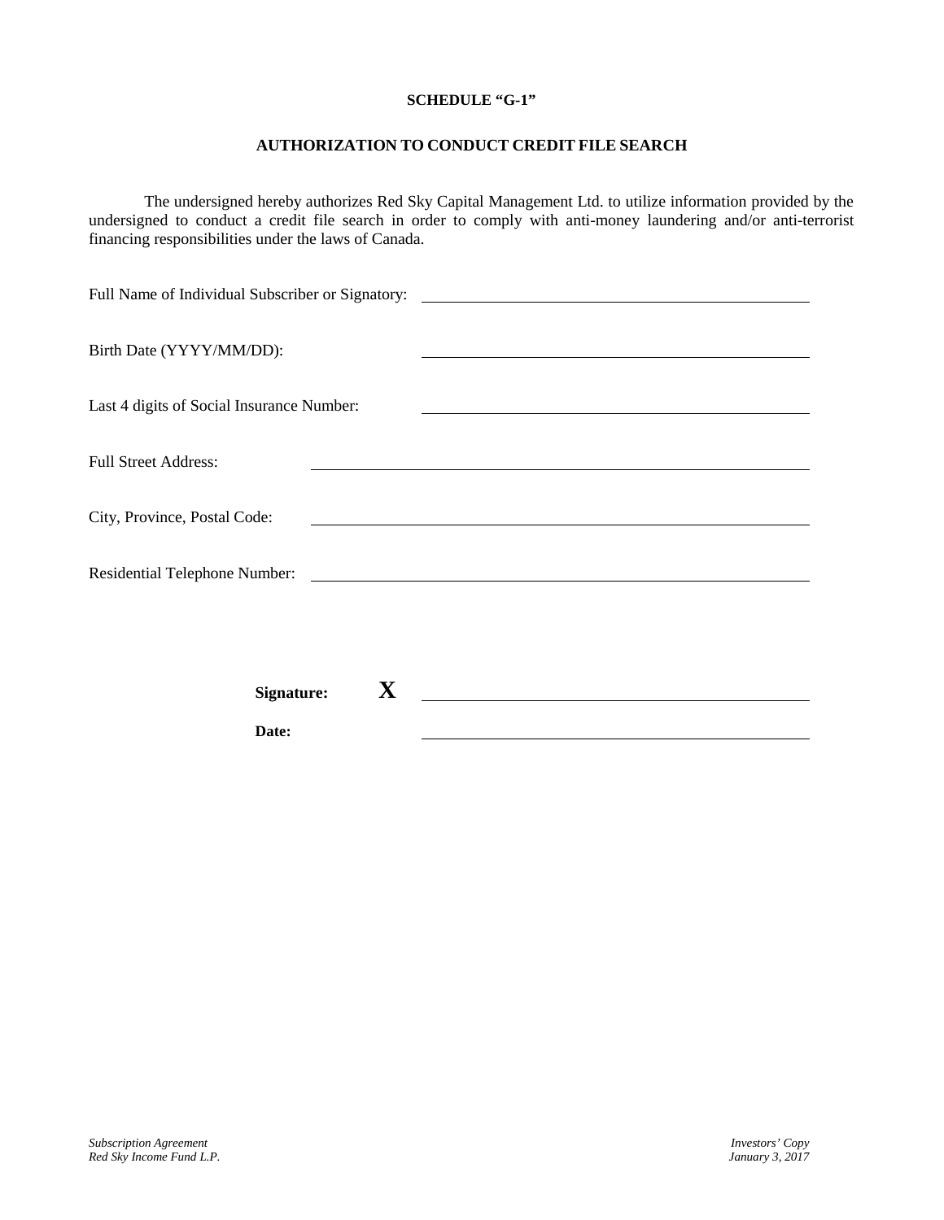**SCHEDULE "G-1"**

**AUTHORIZATION TO CONDUCT CREDIT FILE SEARCH**

The undersigned hereby authorizes Red Sky Capital Management Ltd. to utilize information provided by the undersigned to conduct a credit file search in order to comply with anti-money laundering and/or anti-terrorist financing responsibilities under the laws of Canada.

Full Name of Individual Subscriber or Signatory: ______________________________

Birth Date (YYYY/MM/DD): ______________________________

Last 4 digits of Social Insurance Number: ______________________________

Full Street Address: ______________________________

City, Province, Postal Code: ______________________________

Residential Telephone Number: ______________________________

**Signature:** **X** ______________________________

**Date:** ______________________________

*Subscription Agreement*
*Red Sky Income Fund L.P.*

*Investors' Copy*
*January 3, 2017*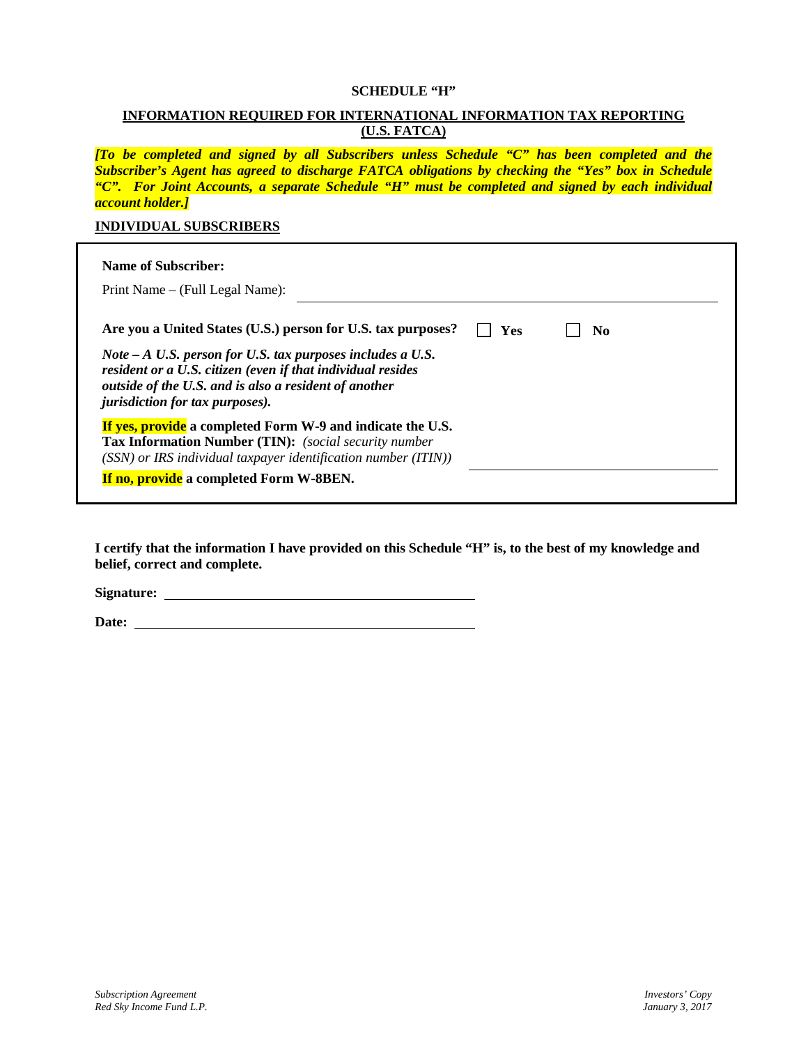**SCHEDULE "H"**

**INFORMATION REQUIRED FOR INTERNATIONAL INFORMATION TAX REPORTING (U.S. FATCA)**

***[To be completed and signed by all Subscribers unless Schedule "C" has been completed and the Subscriber's Agent has agreed to discharge FATCA obligations by checking the "Yes" box in Schedule "C". For Joint Accounts, a separate Schedule "H" must be completed and signed by each individual account holder.]***

**INDIVIDUAL SUBSCRIBERS**

**Name of Subscriber:**

Print Name – (Full Legal Name): ______________________________

**Are you a United States (U.S.) person for U.S. tax purposes?** ☐ **Yes** ☐ **No**

***Note – A U.S. person for U.S. tax purposes includes a U.S. resident or a U.S. citizen (even if that individual resides outside of the U.S. and is also a resident of another jurisdiction for tax purposes).***

**If yes, provide a completed Form W-9 and indicate the U.S. Tax Information Number (TIN):** *(social security number (SSN) or IRS individual taxpayer identification number (ITIN))* ______________________________

**If no, provide a completed Form W-8BEN.**

**I certify that the information I have provided on this Schedule "H" is, to the best of my knowledge and belief, correct and complete.**

**Signature:** ______________________________

**Date:** ______________________________

*Subscription Agreement*
*Red Sky Income Fund L.P.*

*Investors' Copy*
*January 3, 2017*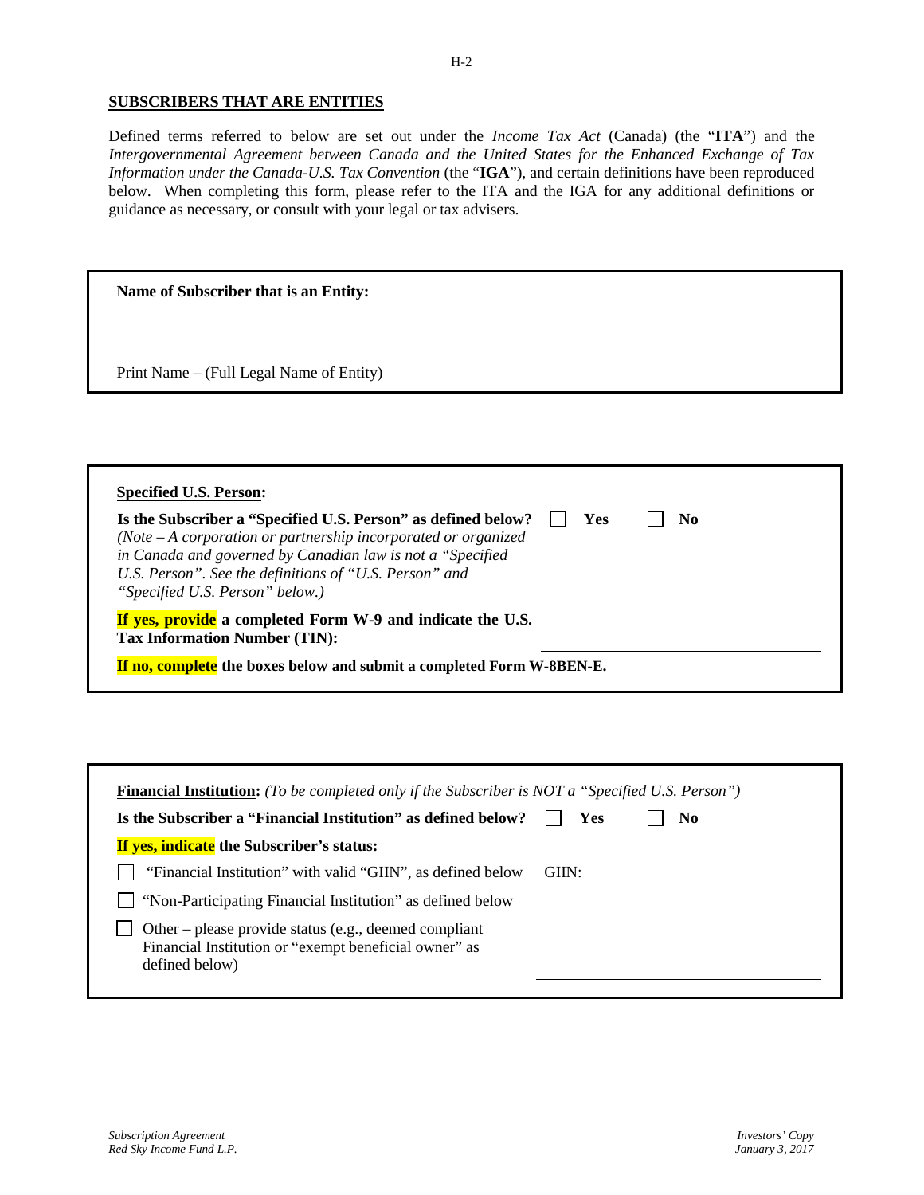## SUBSCRIBERS THAT ARE ENTITIES

Defined terms referred to below are set out under the *Income Tax Act* (Canada) (the "**ITA**") and the *Intergovernmental Agreement between Canada and the United States for the Enhanced Exchange of Tax Information under the Canada-U.S. Tax Convention* (the "**IGA**"), and certain definitions have been reproduced below. When completing this form, please refer to the ITA and the IGA for any additional definitions or guidance as necessary, or consult with your legal or tax advisers.

**Name of Subscriber that is an Entity:**

______________________________________________

Print Name – (Full Legal Name of Entity)

**Specified U.S. Person:**

**Is the Subscriber a "Specified U.S. Person" as defined below?** ☐ **Yes** ☐ **No**
*(Note – A corporation or partnership incorporated or organized in Canada and governed by Canadian law is not a "Specified U.S. Person". See the definitions of "U.S. Person" and "Specified U.S. Person" below.)*

**If yes, provide a completed Form W-9 and indicate the U.S. Tax Information Number (TIN):** ______________________

**If no, complete the boxes below and submit a completed Form W-8BEN-E.**

**Financial Institution:** *(To be completed only if the Subscriber is NOT a "Specified U.S. Person")*

**Is the Subscriber a "Financial Institution" as defined below?** ☐ **Yes** ☐ **No**

**If yes, indicate the Subscriber's status:**

☐ "Financial Institution" with valid "GIIN", as defined below GIIN: ______________________

☐ "Non-Participating Financial Institution" as defined below ______________________

☐ Other – please provide status (e.g., deemed compliant Financial Institution or "exempt beneficial owner" as defined below) ______________________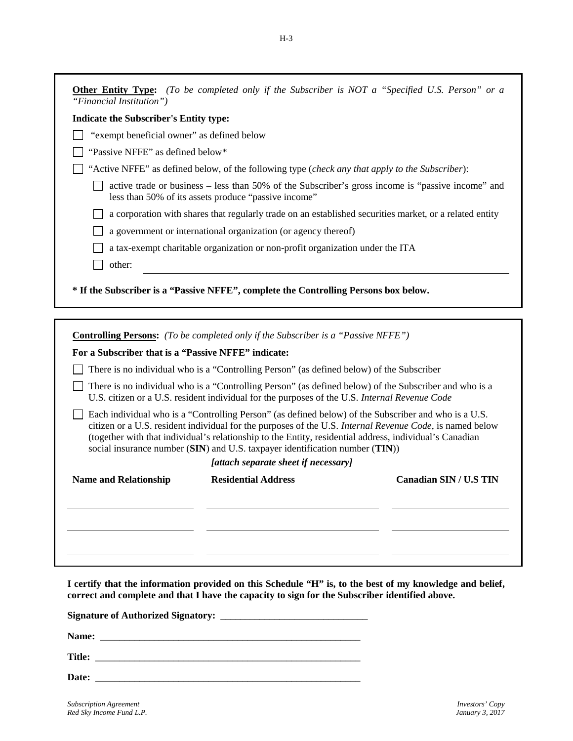**Other Entity Type:** *(To be completed only if the Subscriber is NOT a "Specified U.S. Person" or a "Financial Institution")*

**Indicate the Subscriber's Entity type:**

☐ "exempt beneficial owner" as defined below

☐ "Passive NFFE" as defined below*

☐ "Active NFFE" as defined below, of the following type (*check any that apply to the Subscriber*):

- ☐ active trade or business – less than 50% of the Subscriber's gross income is "passive income" and less than 50% of its assets produce "passive income"
- ☐ a corporation with shares that regularly trade on an established securities market, or a related entity
- ☐ a government or international organization (or agency thereof)
- ☐ a tax-exempt charitable organization or non-profit organization under the ITA
- ☐ other: ______________________________

**\* If the Subscriber is a "Passive NFFE", complete the Controlling Persons box below.**

**Controlling Persons:** *(To be completed only if the Subscriber is a "Passive NFFE")*

**For a Subscriber that is a "Passive NFFE" indicate:**

☐ There is no individual who is a "Controlling Person" (as defined below) of the Subscriber

☐ There is no individual who is a "Controlling Person" (as defined below) of the Subscriber and who is a U.S. citizen or a U.S. resident individual for the purposes of the U.S. *Internal Revenue Code*

☐ Each individual who is a "Controlling Person" (as defined below) of the Subscriber and who is a U.S. citizen or a U.S. resident individual for the purposes of the U.S. *Internal Revenue Code*, is named below (together with that individual's relationship to the Entity, residential address, individual's Canadian social insurance number (**SIN**) and U.S. taxpayer identification number (**TIN**))

***[attach separate sheet if necessary]***

| Name and Relationship | Residential Address | Canadian SIN / U.S TIN |
|---|---|---|
| | | |
| | | |
| | | |

**I certify that the information provided on this Schedule "H" is, to the best of my knowledge and belief, correct and complete and that I have the capacity to sign for the Subscriber identified above.**

**Signature of Authorized Signatory:** ______________________________

**Name:** ______________________________

**Title:** ______________________________

**Date:** ______________________________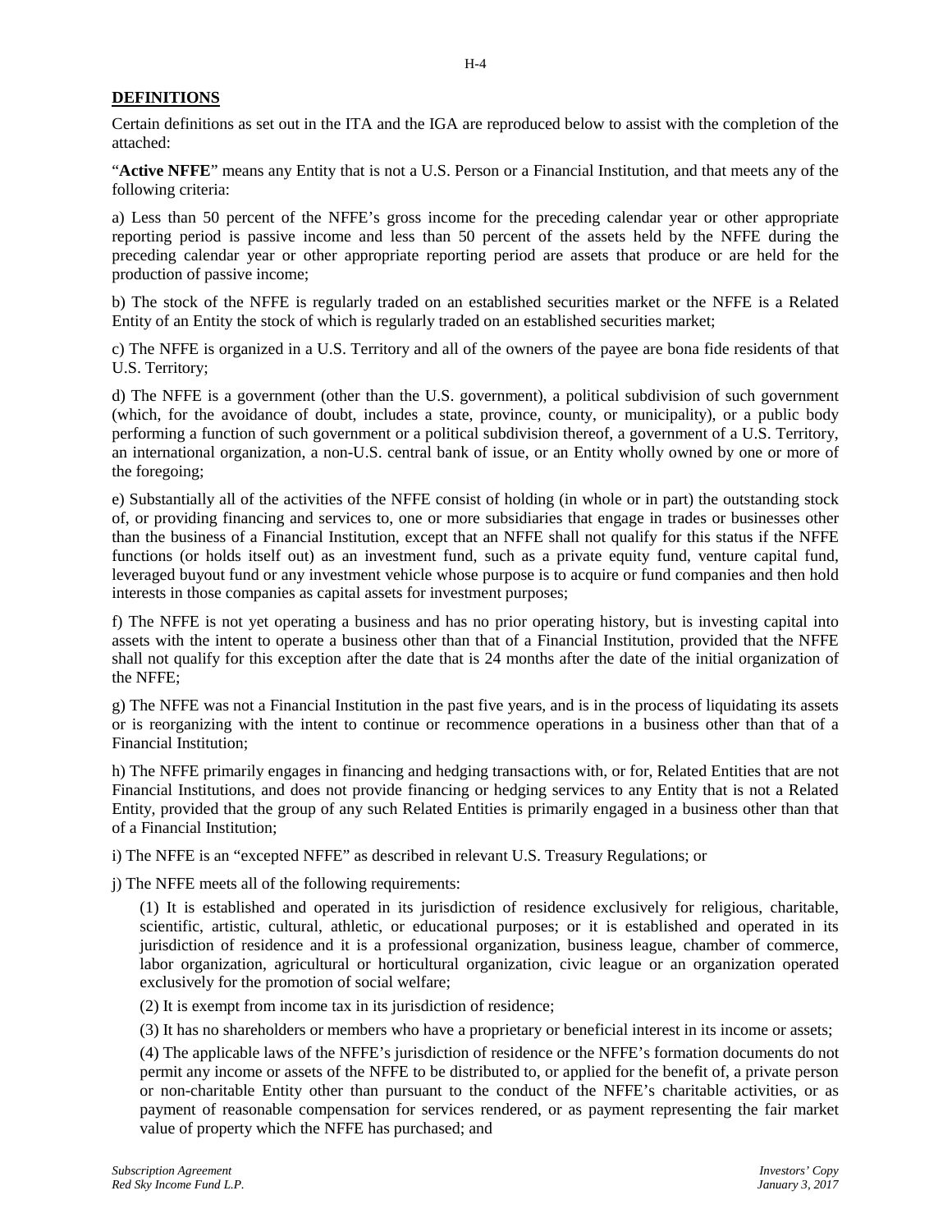## DEFINITIONS

Certain definitions as set out in the ITA and the IGA are reproduced below to assist with the completion of the attached:

"**Active NFFE**" means any Entity that is not a U.S. Person or a Financial Institution, and that meets any of the following criteria:

a) Less than 50 percent of the NFFE's gross income for the preceding calendar year or other appropriate reporting period is passive income and less than 50 percent of the assets held by the NFFE during the preceding calendar year or other appropriate reporting period are assets that produce or are held for the production of passive income;

b) The stock of the NFFE is regularly traded on an established securities market or the NFFE is a Related Entity of an Entity the stock of which is regularly traded on an established securities market;

c) The NFFE is organized in a U.S. Territory and all of the owners of the payee are bona fide residents of that U.S. Territory;

d) The NFFE is a government (other than the U.S. government), a political subdivision of such government (which, for the avoidance of doubt, includes a state, province, county, or municipality), or a public body performing a function of such government or a political subdivision thereof, a government of a U.S. Territory, an international organization, a non-U.S. central bank of issue, or an Entity wholly owned by one or more of the foregoing;

e) Substantially all of the activities of the NFFE consist of holding (in whole or in part) the outstanding stock of, or providing financing and services to, one or more subsidiaries that engage in trades or businesses other than the business of a Financial Institution, except that an NFFE shall not qualify for this status if the NFFE functions (or holds itself out) as an investment fund, such as a private equity fund, venture capital fund, leveraged buyout fund or any investment vehicle whose purpose is to acquire or fund companies and then hold interests in those companies as capital assets for investment purposes;

f) The NFFE is not yet operating a business and has no prior operating history, but is investing capital into assets with the intent to operate a business other than that of a Financial Institution, provided that the NFFE shall not qualify for this exception after the date that is 24 months after the date of the initial organization of the NFFE;

g) The NFFE was not a Financial Institution in the past five years, and is in the process of liquidating its assets or is reorganizing with the intent to continue or recommence operations in a business other than that of a Financial Institution;

h) The NFFE primarily engages in financing and hedging transactions with, or for, Related Entities that are not Financial Institutions, and does not provide financing or hedging services to any Entity that is not a Related Entity, provided that the group of any such Related Entities is primarily engaged in a business other than that of a Financial Institution;

i) The NFFE is an "excepted NFFE" as described in relevant U.S. Treasury Regulations; or

j) The NFFE meets all of the following requirements:

(1) It is established and operated in its jurisdiction of residence exclusively for religious, charitable, scientific, artistic, cultural, athletic, or educational purposes; or it is established and operated in its jurisdiction of residence and it is a professional organization, business league, chamber of commerce, labor organization, agricultural or horticultural organization, civic league or an organization operated exclusively for the promotion of social welfare;

(2) It is exempt from income tax in its jurisdiction of residence;

(3) It has no shareholders or members who have a proprietary or beneficial interest in its income or assets;

(4) The applicable laws of the NFFE's jurisdiction of residence or the NFFE's formation documents do not permit any income or assets of the NFFE to be distributed to, or applied for the benefit of, a private person or non-charitable Entity other than pursuant to the conduct of the NFFE's charitable activities, or as payment of reasonable compensation for services rendered, or as payment representing the fair market value of property which the NFFE has purchased; and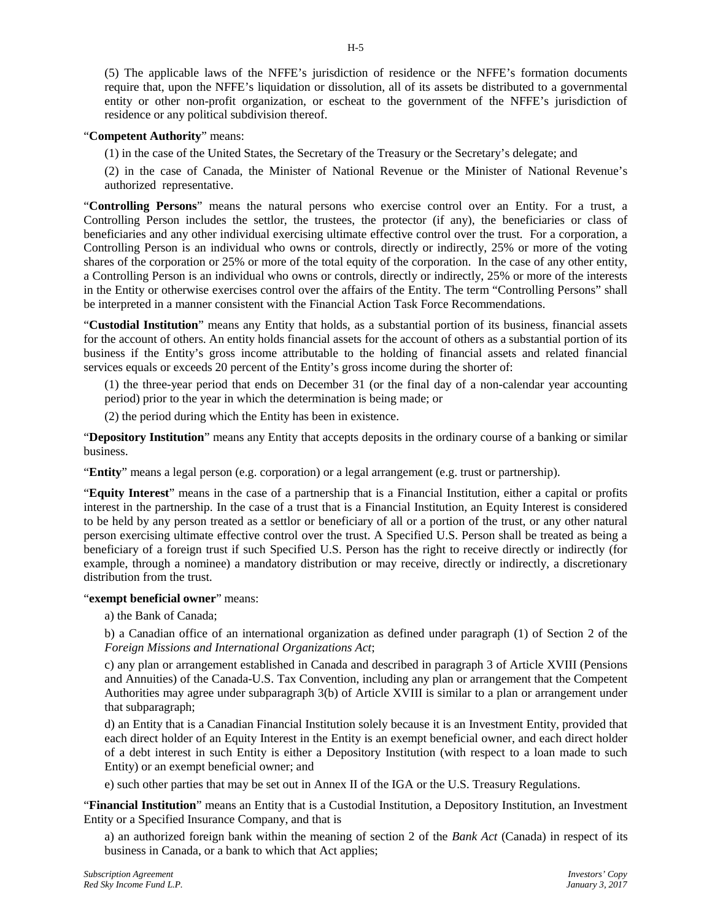(5) The applicable laws of the NFFE's jurisdiction of residence or the NFFE's formation documents require that, upon the NFFE's liquidation or dissolution, all of its assets be distributed to a governmental entity or other non-profit organization, or escheat to the government of the NFFE's jurisdiction of residence or any political subdivision thereof.

"**Competent Authority**" means:

(1) in the case of the United States, the Secretary of the Treasury or the Secretary's delegate; and

(2) in the case of Canada, the Minister of National Revenue or the Minister of National Revenue's authorized representative.

"**Controlling Persons**" means the natural persons who exercise control over an Entity. For a trust, a Controlling Person includes the settlor, the trustees, the protector (if any), the beneficiaries or class of beneficiaries and any other individual exercising ultimate effective control over the trust. For a corporation, a Controlling Person is an individual who owns or controls, directly or indirectly, 25% or more of the voting shares of the corporation or 25% or more of the total equity of the corporation. In the case of any other entity, a Controlling Person is an individual who owns or controls, directly or indirectly, 25% or more of the interests in the Entity or otherwise exercises control over the affairs of the Entity. The term "Controlling Persons" shall be interpreted in a manner consistent with the Financial Action Task Force Recommendations.

"**Custodial Institution**" means any Entity that holds, as a substantial portion of its business, financial assets for the account of others. An entity holds financial assets for the account of others as a substantial portion of its business if the Entity's gross income attributable to the holding of financial assets and related financial services equals or exceeds 20 percent of the Entity's gross income during the shorter of:

(1) the three-year period that ends on December 31 (or the final day of a non-calendar year accounting period) prior to the year in which the determination is being made; or

(2) the period during which the Entity has been in existence.

"**Depository Institution**" means any Entity that accepts deposits in the ordinary course of a banking or similar business.

"**Entity**" means a legal person (e.g. corporation) or a legal arrangement (e.g. trust or partnership).

"**Equity Interest**" means in the case of a partnership that is a Financial Institution, either a capital or profits interest in the partnership. In the case of a trust that is a Financial Institution, an Equity Interest is considered to be held by any person treated as a settlor or beneficiary of all or a portion of the trust, or any other natural person exercising ultimate effective control over the trust. A Specified U.S. Person shall be treated as being a beneficiary of a foreign trust if such Specified U.S. Person has the right to receive directly or indirectly (for example, through a nominee) a mandatory distribution or may receive, directly or indirectly, a discretionary distribution from the trust.

"**exempt beneficial owner**" means:

a) the Bank of Canada;

b) a Canadian office of an international organization as defined under paragraph (1) of Section 2 of the *Foreign Missions and International Organizations Act*;

c) any plan or arrangement established in Canada and described in paragraph 3 of Article XVIII (Pensions and Annuities) of the Canada-U.S. Tax Convention, including any plan or arrangement that the Competent Authorities may agree under subparagraph 3(b) of Article XVIII is similar to a plan or arrangement under that subparagraph;

d) an Entity that is a Canadian Financial Institution solely because it is an Investment Entity, provided that each direct holder of an Equity Interest in the Entity is an exempt beneficial owner, and each direct holder of a debt interest in such Entity is either a Depository Institution (with respect to a loan made to such Entity) or an exempt beneficial owner; and

e) such other parties that may be set out in Annex II of the IGA or the U.S. Treasury Regulations.

"**Financial Institution**" means an Entity that is a Custodial Institution, a Depository Institution, an Investment Entity or a Specified Insurance Company, and that is

a) an authorized foreign bank within the meaning of section 2 of the *Bank Act* (Canada) in respect of its business in Canada, or a bank to which that Act applies;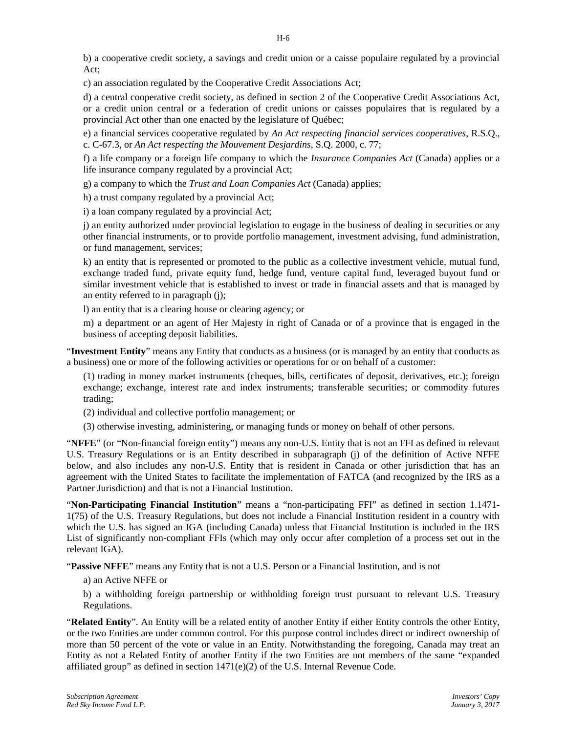b) a cooperative credit society, a savings and credit union or a caisse populaire regulated by a provincial Act;

c) an association regulated by the Cooperative Credit Associations Act;

d) a central cooperative credit society, as defined in section 2 of the Cooperative Credit Associations Act, or a credit union central or a federation of credit unions or caisses populaires that is regulated by a provincial Act other than one enacted by the legislature of Québec;

e) a financial services cooperative regulated by *An Act respecting financial services cooperatives*, R.S.Q., c. C-67.3, or *An Act respecting the Mouvement Desjardins*, S.Q. 2000, c. 77;

f) a life company or a foreign life company to which the *Insurance Companies Act* (Canada) applies or a life insurance company regulated by a provincial Act;

g) a company to which the *Trust and Loan Companies Act* (Canada) applies;

h) a trust company regulated by a provincial Act;

i) a loan company regulated by a provincial Act;

j) an entity authorized under provincial legislation to engage in the business of dealing in securities or any other financial instruments, or to provide portfolio management, investment advising, fund administration, or fund management, services;

k) an entity that is represented or promoted to the public as a collective investment vehicle, mutual fund, exchange traded fund, private equity fund, hedge fund, venture capital fund, leveraged buyout fund or similar investment vehicle that is established to invest or trade in financial assets and that is managed by an entity referred to in paragraph (j);

l) an entity that is a clearing house or clearing agency; or

m) a department or an agent of Her Majesty in right of Canada or of a province that is engaged in the business of accepting deposit liabilities.

"**Investment Entity**" means any Entity that conducts as a business (or is managed by an entity that conducts as a business) one or more of the following activities or operations for or on behalf of a customer:

(1) trading in money market instruments (cheques, bills, certificates of deposit, derivatives, etc.); foreign exchange; exchange, interest rate and index instruments; transferable securities; or commodity futures trading;

(2) individual and collective portfolio management; or

(3) otherwise investing, administering, or managing funds or money on behalf of other persons.

"**NFFE**" (or "Non-financial foreign entity") means any non-U.S. Entity that is not an FFI as defined in relevant U.S. Treasury Regulations or is an Entity described in subparagraph (j) of the definition of Active NFFE below, and also includes any non-U.S. Entity that is resident in Canada or other jurisdiction that has an agreement with the United States to facilitate the implementation of FATCA (and recognized by the IRS as a Partner Jurisdiction) and that is not a Financial Institution.

"**Non-Participating Financial Institution**" means a "non-participating FFI" as defined in section 1.1471-1(75) of the U.S. Treasury Regulations, but does not include a Financial Institution resident in a country with which the U.S. has signed an IGA (including Canada) unless that Financial Institution is included in the IRS List of significantly non-compliant FFIs (which may only occur after completion of a process set out in the relevant IGA).

"**Passive NFFE**" means any Entity that is not a U.S. Person or a Financial Institution, and is not

a) an Active NFFE or

b) a withholding foreign partnership or withholding foreign trust pursuant to relevant U.S. Treasury Regulations.

"**Related Entity**". An Entity will be a related entity of another Entity if either Entity controls the other Entity, or the two Entities are under common control. For this purpose control includes direct or indirect ownership of more than 50 percent of the vote or value in an Entity. Notwithstanding the foregoing, Canada may treat an Entity as not a Related Entity of another Entity if the two Entities are not members of the same "expanded affiliated group" as defined in section 1471(e)(2) of the U.S. Internal Revenue Code.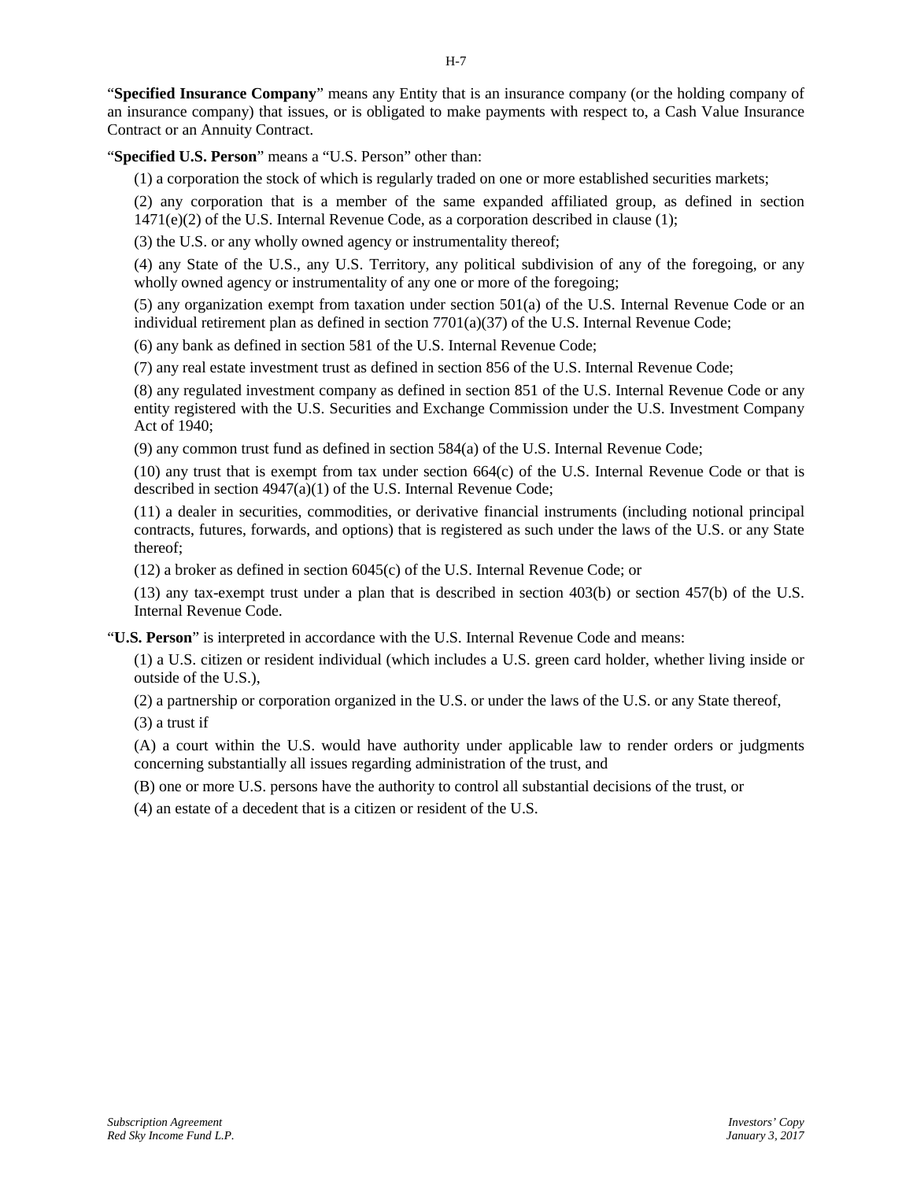"**Specified Insurance Company**" means any Entity that is an insurance company (or the holding company of an insurance company) that issues, or is obligated to make payments with respect to, a Cash Value Insurance Contract or an Annuity Contract.

"**Specified U.S. Person**" means a "U.S. Person" other than:

(1) a corporation the stock of which is regularly traded on one or more established securities markets;

(2) any corporation that is a member of the same expanded affiliated group, as defined in section 1471(e)(2) of the U.S. Internal Revenue Code, as a corporation described in clause (1);

(3) the U.S. or any wholly owned agency or instrumentality thereof;

(4) any State of the U.S., any U.S. Territory, any political subdivision of any of the foregoing, or any wholly owned agency or instrumentality of any one or more of the foregoing;

(5) any organization exempt from taxation under section 501(a) of the U.S. Internal Revenue Code or an individual retirement plan as defined in section 7701(a)(37) of the U.S. Internal Revenue Code;

(6) any bank as defined in section 581 of the U.S. Internal Revenue Code;

(7) any real estate investment trust as defined in section 856 of the U.S. Internal Revenue Code;

(8) any regulated investment company as defined in section 851 of the U.S. Internal Revenue Code or any entity registered with the U.S. Securities and Exchange Commission under the U.S. Investment Company Act of 1940;

(9) any common trust fund as defined in section 584(a) of the U.S. Internal Revenue Code;

(10) any trust that is exempt from tax under section 664(c) of the U.S. Internal Revenue Code or that is described in section 4947(a)(1) of the U.S. Internal Revenue Code;

(11) a dealer in securities, commodities, or derivative financial instruments (including notional principal contracts, futures, forwards, and options) that is registered as such under the laws of the U.S. or any State thereof;

(12) a broker as defined in section 6045(c) of the U.S. Internal Revenue Code; or

(13) any tax-exempt trust under a plan that is described in section 403(b) or section 457(b) of the U.S. Internal Revenue Code.

"**U.S. Person**" is interpreted in accordance with the U.S. Internal Revenue Code and means:

(1) a U.S. citizen or resident individual (which includes a U.S. green card holder, whether living inside or outside of the U.S.),

(2) a partnership or corporation organized in the U.S. or under the laws of the U.S. or any State thereof,

(3) a trust if

(A) a court within the U.S. would have authority under applicable law to render orders or judgments concerning substantially all issues regarding administration of the trust, and

(B) one or more U.S. persons have the authority to control all substantial decisions of the trust, or

(4) an estate of a decedent that is a citizen or resident of the U.S.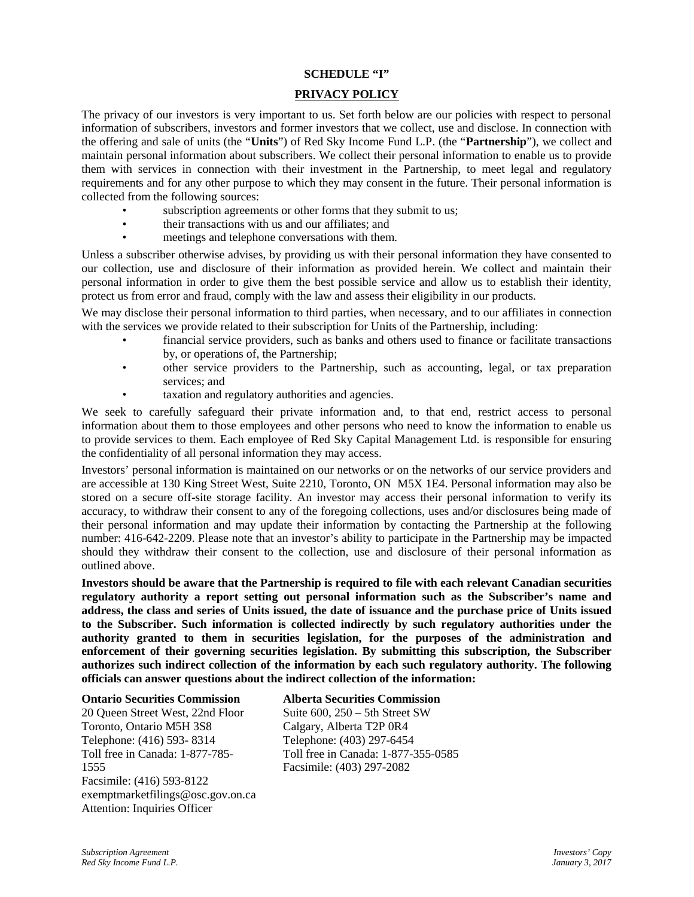**SCHEDULE "I"**

**PRIVACY POLICY**

The privacy of our investors is very important to us. Set forth below are our policies with respect to personal information of subscribers, investors and former investors that we collect, use and disclose. In connection with the offering and sale of units (the "**Units**") of Red Sky Income Fund L.P. (the "**Partnership**"), we collect and maintain personal information about subscribers. We collect their personal information to enable us to provide them with services in connection with their investment in the Partnership, to meet legal and regulatory requirements and for any other purpose to which they may consent in the future. Their personal information is collected from the following sources:

- subscription agreements or other forms that they submit to us;
- their transactions with us and our affiliates; and
- meetings and telephone conversations with them.

Unless a subscriber otherwise advises, by providing us with their personal information they have consented to our collection, use and disclosure of their information as provided herein. We collect and maintain their personal information in order to give them the best possible service and allow us to establish their identity, protect us from error and fraud, comply with the law and assess their eligibility in our products.

We may disclose their personal information to third parties, when necessary, and to our affiliates in connection with the services we provide related to their subscription for Units of the Partnership, including:

- financial service providers, such as banks and others used to finance or facilitate transactions by, or operations of, the Partnership;
- other service providers to the Partnership, such as accounting, legal, or tax preparation services; and
- taxation and regulatory authorities and agencies.

We seek to carefully safeguard their private information and, to that end, restrict access to personal information about them to those employees and other persons who need to know the information to enable us to provide services to them. Each employee of Red Sky Capital Management Ltd. is responsible for ensuring the confidentiality of all personal information they may access.

Investors' personal information is maintained on our networks or on the networks of our service providers and are accessible at 130 King Street West, Suite 2210, Toronto, ON M5X 1E4. Personal information may also be stored on a secure off-site storage facility. An investor may access their personal information to verify its accuracy, to withdraw their consent to any of the foregoing collections, uses and/or disclosures being made of their personal information and may update their information by contacting the Partnership at the following number: 416-642-2209. Please note that an investor's ability to participate in the Partnership may be impacted should they withdraw their consent to the collection, use and disclosure of their personal information as outlined above.

**Investors should be aware that the Partnership is required to file with each relevant Canadian securities regulatory authority a report setting out personal information such as the Subscriber's name and address, the class and series of Units issued, the date of issuance and the purchase price of Units issued to the Subscriber. Such information is collected indirectly by such regulatory authorities under the authority granted to them in securities legislation, for the purposes of the administration and enforcement of their governing securities legislation. By submitting this subscription, the Subscriber authorizes such indirect collection of the information by each such regulatory authority. The following officials can answer questions about the indirect collection of the information:**

**Ontario Securities Commission**
20 Queen Street West, 22nd Floor
Toronto, Ontario M5H 3S8
Telephone: (416) 593- 8314
Toll free in Canada: 1-877-785-1555
Facsimile: (416) 593-8122
exemptmarketfilings@osc.gov.on.ca
Attention: Inquiries Officer

**Alberta Securities Commission**
Suite 600, 250 – 5th Street SW
Calgary, Alberta T2P 0R4
Telephone: (403) 297-6454
Toll free in Canada: 1-877-355-0585
Facsimile: (403) 297-2082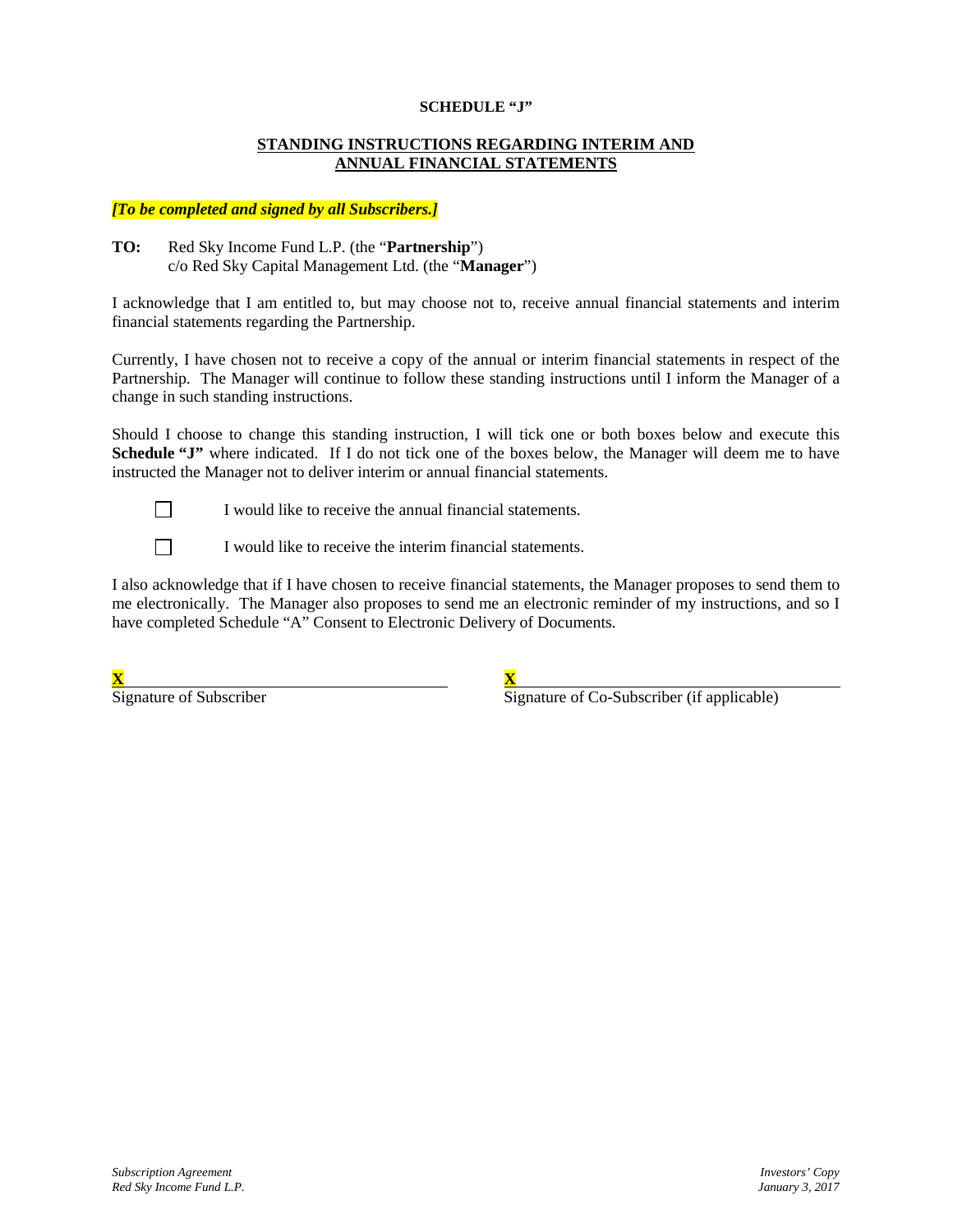**SCHEDULE "J"**

**STANDING INSTRUCTIONS REGARDING INTERIM AND ANNUAL FINANCIAL STATEMENTS**

***[To be completed and signed by all Subscribers.]***

**TO:** Red Sky Income Fund L.P. (the "**Partnership**")
c/o Red Sky Capital Management Ltd. (the "**Manager**")

I acknowledge that I am entitled to, but may choose not to, receive annual financial statements and interim financial statements regarding the Partnership.

Currently, I have chosen not to receive a copy of the annual or interim financial statements in respect of the Partnership. The Manager will continue to follow these standing instructions until I inform the Manager of a change in such standing instructions.

Should I choose to change this standing instruction, I will tick one or both boxes below and execute this **Schedule "J"** where indicated. If I do not tick one of the boxes below, the Manager will deem me to have instructed the Manager not to deliver interim or annual financial statements.

☐ I would like to receive the annual financial statements.

☐ I would like to receive the interim financial statements.

I also acknowledge that if I have chosen to receive financial statements, the Manager proposes to send them to me electronically. The Manager also proposes to send me an electronic reminder of my instructions, and so I have completed Schedule "A" Consent to Electronic Delivery of Documents.

**X** ______________________________
Signature of Subscriber

**X** ______________________________
Signature of Co-Subscriber (if applicable)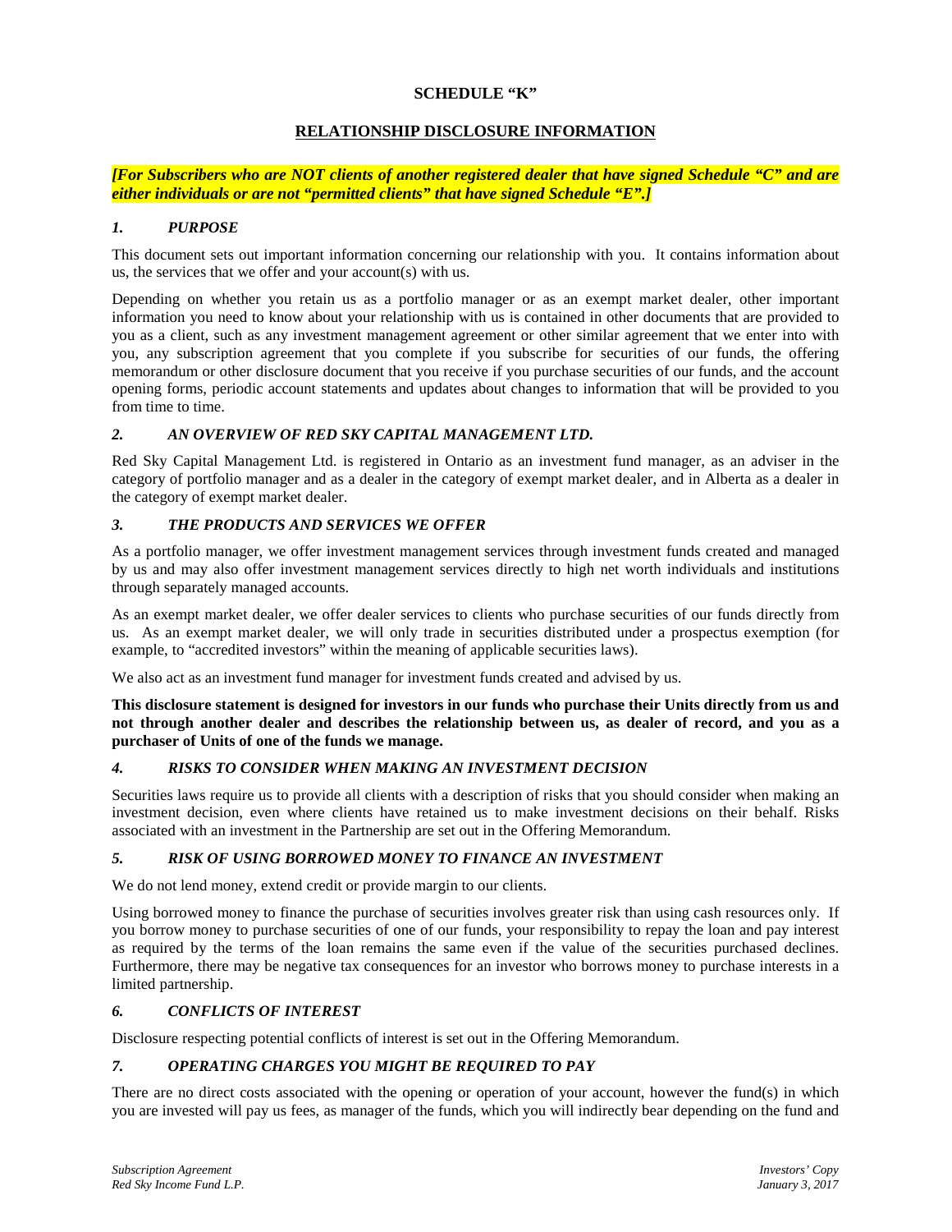**SCHEDULE "K"**

**RELATIONSHIP DISCLOSURE INFORMATION**

***[For Subscribers who are NOT clients of another registered dealer that have signed Schedule "C" and are either individuals or are not "permitted clients" that have signed Schedule "E".]***

### *1. PURPOSE*

This document sets out important information concerning our relationship with you. It contains information about us, the services that we offer and your account(s) with us.

Depending on whether you retain us as a portfolio manager or as an exempt market dealer, other important information you need to know about your relationship with us is contained in other documents that are provided to you as a client, such as any investment management agreement or other similar agreement that we enter into with you, any subscription agreement that you complete if you subscribe for securities of our funds, the offering memorandum or other disclosure document that you receive if you purchase securities of our funds, and the account opening forms, periodic account statements and updates about changes to information that will be provided to you from time to time.

### *2. AN OVERVIEW OF RED SKY CAPITAL MANAGEMENT LTD.*

Red Sky Capital Management Ltd. is registered in Ontario as an investment fund manager, as an adviser in the category of portfolio manager and as a dealer in the category of exempt market dealer, and in Alberta as a dealer in the category of exempt market dealer.

### *3. THE PRODUCTS AND SERVICES WE OFFER*

As a portfolio manager, we offer investment management services through investment funds created and managed by us and may also offer investment management services directly to high net worth individuals and institutions through separately managed accounts.

As an exempt market dealer, we offer dealer services to clients who purchase securities of our funds directly from us. As an exempt market dealer, we will only trade in securities distributed under a prospectus exemption (for example, to "accredited investors" within the meaning of applicable securities laws).

We also act as an investment fund manager for investment funds created and advised by us.

**This disclosure statement is designed for investors in our funds who purchase their Units directly from us and not through another dealer and describes the relationship between us, as dealer of record, and you as a purchaser of Units of one of the funds we manage.**

### *4. RISKS TO CONSIDER WHEN MAKING AN INVESTMENT DECISION*

Securities laws require us to provide all clients with a description of risks that you should consider when making an investment decision, even where clients have retained us to make investment decisions on their behalf. Risks associated with an investment in the Partnership are set out in the Offering Memorandum.

### *5. RISK OF USING BORROWED MONEY TO FINANCE AN INVESTMENT*

We do not lend money, extend credit or provide margin to our clients.

Using borrowed money to finance the purchase of securities involves greater risk than using cash resources only. If you borrow money to purchase securities of one of our funds, your responsibility to repay the loan and pay interest as required by the terms of the loan remains the same even if the value of the securities purchased declines. Furthermore, there may be negative tax consequences for an investor who borrows money to purchase interests in a limited partnership.

### *6. CONFLICTS OF INTEREST*

Disclosure respecting potential conflicts of interest is set out in the Offering Memorandum.

### *7. OPERATING CHARGES YOU MIGHT BE REQUIRED TO PAY*

There are no direct costs associated with the opening or operation of your account, however the fund(s) in which you are invested will pay us fees, as manager of the funds, which you will indirectly bear depending on the fund and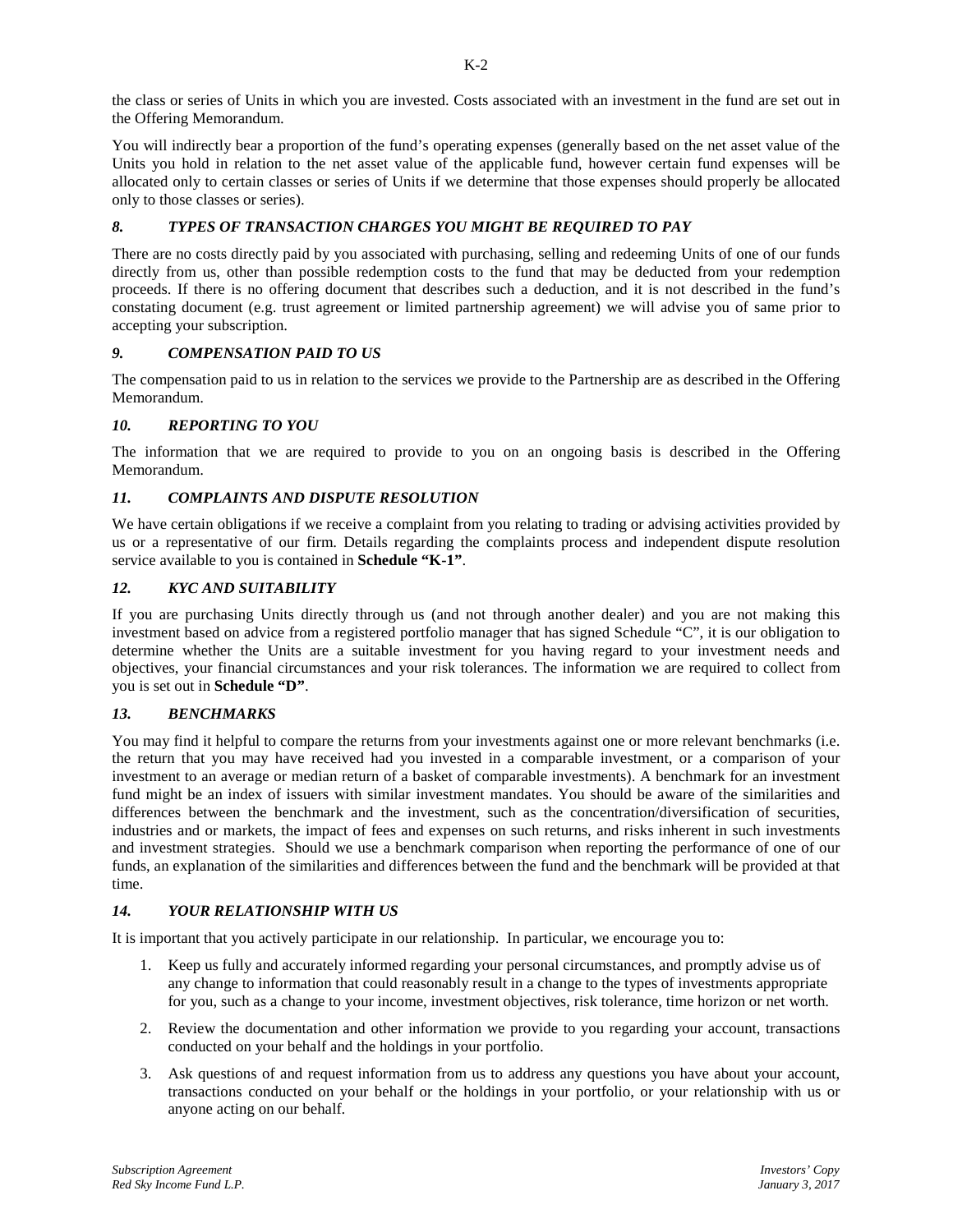the class or series of Units in which you are invested. Costs associated with an investment in the fund are set out in the Offering Memorandum.

You will indirectly bear a proportion of the fund's operating expenses (generally based on the net asset value of the Units you hold in relation to the net asset value of the applicable fund, however certain fund expenses will be allocated only to certain classes or series of Units if we determine that those expenses should properly be allocated only to those classes or series).

### *8. TYPES OF TRANSACTION CHARGES YOU MIGHT BE REQUIRED TO PAY*

There are no costs directly paid by you associated with purchasing, selling and redeeming Units of one of our funds directly from us, other than possible redemption costs to the fund that may be deducted from your redemption proceeds. If there is no offering document that describes such a deduction, and it is not described in the fund's constating document (e.g. trust agreement or limited partnership agreement) we will advise you of same prior to accepting your subscription.

### *9. COMPENSATION PAID TO US*

The compensation paid to us in relation to the services we provide to the Partnership are as described in the Offering Memorandum.

### *10. REPORTING TO YOU*

The information that we are required to provide to you on an ongoing basis is described in the Offering Memorandum.

### *11. COMPLAINTS AND DISPUTE RESOLUTION*

We have certain obligations if we receive a complaint from you relating to trading or advising activities provided by us or a representative of our firm. Details regarding the complaints process and independent dispute resolution service available to you is contained in **Schedule "K-1"**.

### *12. KYC AND SUITABILITY*

If you are purchasing Units directly through us (and not through another dealer) and you are not making this investment based on advice from a registered portfolio manager that has signed Schedule "C", it is our obligation to determine whether the Units are a suitable investment for you having regard to your investment needs and objectives, your financial circumstances and your risk tolerances. The information we are required to collect from you is set out in **Schedule "D"**.

### *13. BENCHMARKS*

You may find it helpful to compare the returns from your investments against one or more relevant benchmarks (i.e. the return that you may have received had you invested in a comparable investment, or a comparison of your investment to an average or median return of a basket of comparable investments). A benchmark for an investment fund might be an index of issuers with similar investment mandates. You should be aware of the similarities and differences between the benchmark and the investment, such as the concentration/diversification of securities, industries and or markets, the impact of fees and expenses on such returns, and risks inherent in such investments and investment strategies. Should we use a benchmark comparison when reporting the performance of one of our funds, an explanation of the similarities and differences between the fund and the benchmark will be provided at that time.

### *14. YOUR RELATIONSHIP WITH US*

It is important that you actively participate in our relationship. In particular, we encourage you to:

1. Keep us fully and accurately informed regarding your personal circumstances, and promptly advise us of any change to information that could reasonably result in a change to the types of investments appropriate for you, such as a change to your income, investment objectives, risk tolerance, time horizon or net worth.
2. Review the documentation and other information we provide to you regarding your account, transactions conducted on your behalf and the holdings in your portfolio.
3. Ask questions of and request information from us to address any questions you have about your account, transactions conducted on your behalf or the holdings in your portfolio, or your relationship with us or anyone acting on our behalf.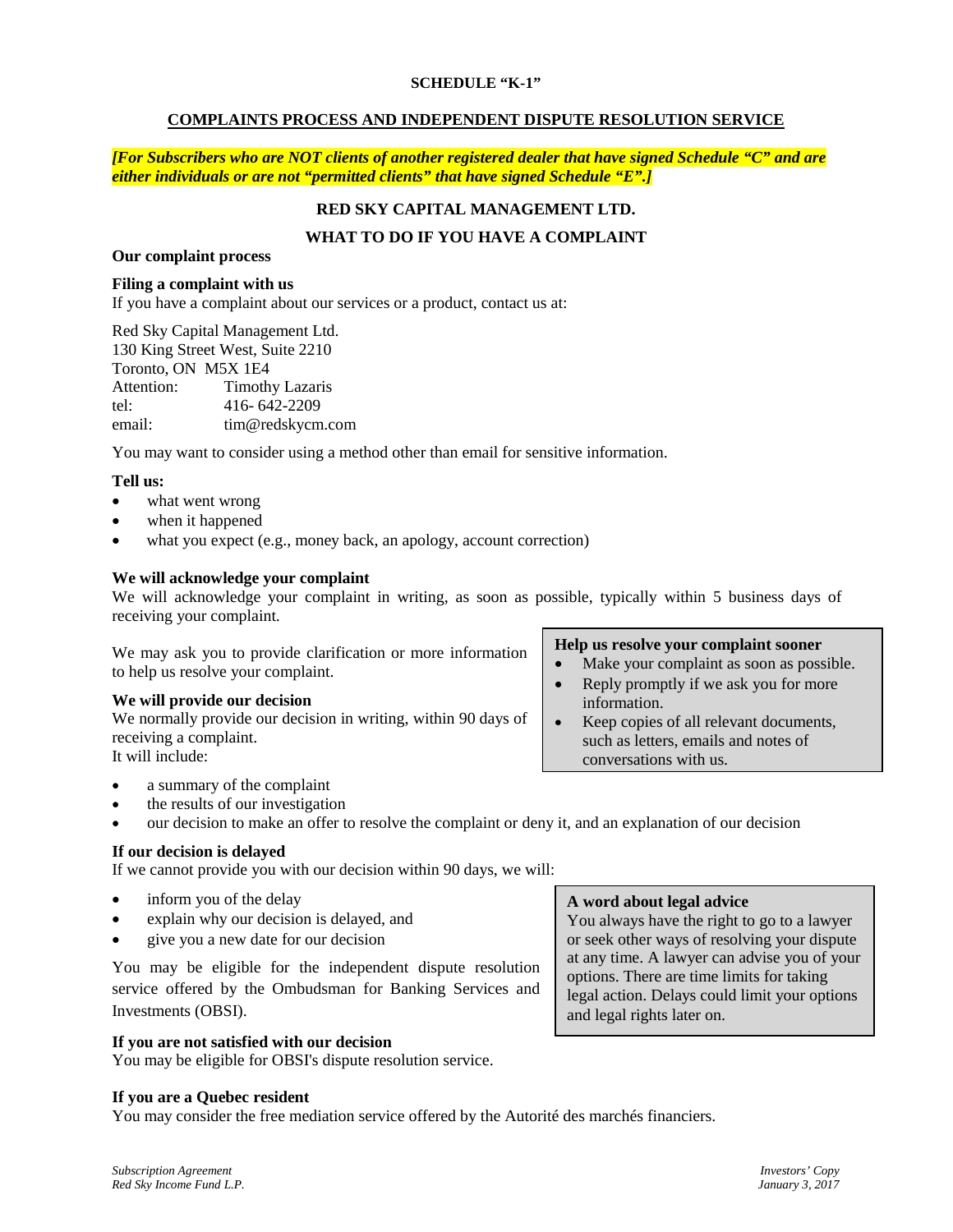**SCHEDULE "K-1"**

**COMPLAINTS PROCESS AND INDEPENDENT DISPUTE RESOLUTION SERVICE**

***[For Subscribers who are NOT clients of another registered dealer that have signed Schedule "C" and are either individuals or are not "permitted clients" that have signed Schedule "E".]***

**RED SKY CAPITAL MANAGEMENT LTD.**

**WHAT TO DO IF YOU HAVE A COMPLAINT**

**Our complaint process**

**Filing a complaint with us**

If you have a complaint about our services or a product, contact us at:

Red Sky Capital Management Ltd.
130 King Street West, Suite 2210
Toronto, ON M5X 1E4
Attention: Timothy Lazaris
tel: 416- 642-2209
email: tim@redskycm.com

You may want to consider using a method other than email for sensitive information.

**Tell us:**

- what went wrong
- when it happened
- what you expect (e.g., money back, an apology, account correction)

**We will acknowledge your complaint**

We will acknowledge your complaint in writing, as soon as possible, typically within 5 business days of receiving your complaint.

We may ask you to provide clarification or more information to help us resolve your complaint.

**Help us resolve your complaint sooner**

- Make your complaint as soon as possible.
- Reply promptly if we ask you for more information.
- Keep copies of all relevant documents, such as letters, emails and notes of conversations with us.

**We will provide our decision**

We normally provide our decision in writing, within 90 days of receiving a complaint.
It will include:

- a summary of the complaint
- the results of our investigation
- our decision to make an offer to resolve the complaint or deny it, and an explanation of our decision

**If our decision is delayed**

If we cannot provide you with our decision within 90 days, we will:

- inform you of the delay
- explain why our decision is delayed, and
- give you a new date for our decision

You may be eligible for the independent dispute resolution service offered by the Ombudsman for Banking Services and Investments (OBSI).

**A word about legal advice**

You always have the right to go to a lawyer or seek other ways of resolving your dispute at any time. A lawyer can advise you of your options. There are time limits for taking legal action. Delays could limit your options and legal rights later on.

**If you are not satisfied with our decision**

You may be eligible for OBSI's dispute resolution service.

**If you are a Quebec resident**

You may consider the free mediation service offered by the Autorité des marchés financiers.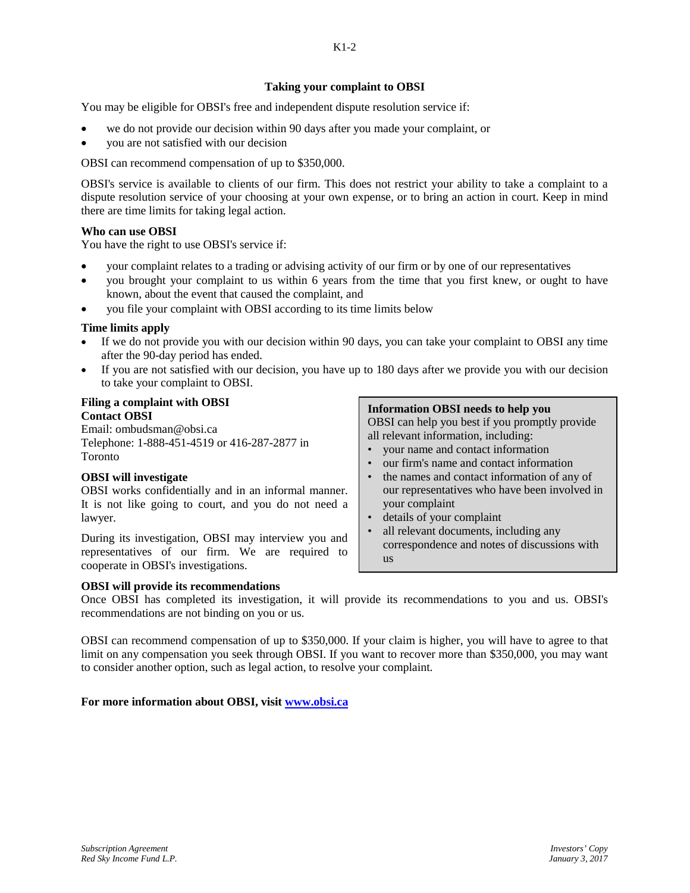## Taking your complaint to OBSI

You may be eligible for OBSI's free and independent dispute resolution service if:

- we do not provide our decision within 90 days after you made your complaint, or
- you are not satisfied with our decision

OBSI can recommend compensation of up to $350,000.

OBSI's service is available to clients of our firm. This does not restrict your ability to take a complaint to a dispute resolution service of your choosing at your own expense, or to bring an action in court. Keep in mind there are time limits for taking legal action.

**Who can use OBSI**

You have the right to use OBSI's service if:

- your complaint relates to a trading or advising activity of our firm or by one of our representatives
- you brought your complaint to us within 6 years from the time that you first knew, or ought to have known, about the event that caused the complaint, and
- you file your complaint with OBSI according to its time limits below

**Time limits apply**

- If we do not provide you with our decision within 90 days, you can take your complaint to OBSI any time after the 90-day period has ended.
- If you are not satisfied with our decision, you have up to 180 days after we provide you with our decision to take your complaint to OBSI.

**Filing a complaint with OBSI**

**Contact OBSI**

Email: ombudsman@obsi.ca

Telephone: 1-888-451-4519 or 416-287-2877 in Toronto

**OBSI will investigate**

OBSI works confidentially and in an informal manner. It is not like going to court, and you do not need a lawyer.

During its investigation, OBSI may interview you and representatives of our firm. We are required to cooperate in OBSI's investigations.

**Information OBSI needs to help you**

OBSI can help you best if you promptly provide all relevant information, including:

- your name and contact information
- our firm's name and contact information
- the names and contact information of any of our representatives who have been involved in your complaint
- details of your complaint
- all relevant documents, including any correspondence and notes of discussions with us

**OBSI will provide its recommendations**

Once OBSI has completed its investigation, it will provide its recommendations to you and us. OBSI's recommendations are not binding on you or us.

OBSI can recommend compensation of up to $350,000. If your claim is higher, you will have to agree to that limit on any compensation you seek through OBSI. If you want to recover more than $350,000, you may want to consider another option, such as legal action, to resolve your complaint.

**For more information about OBSI, visit [www.obsi.ca](http://www.obsi.ca)**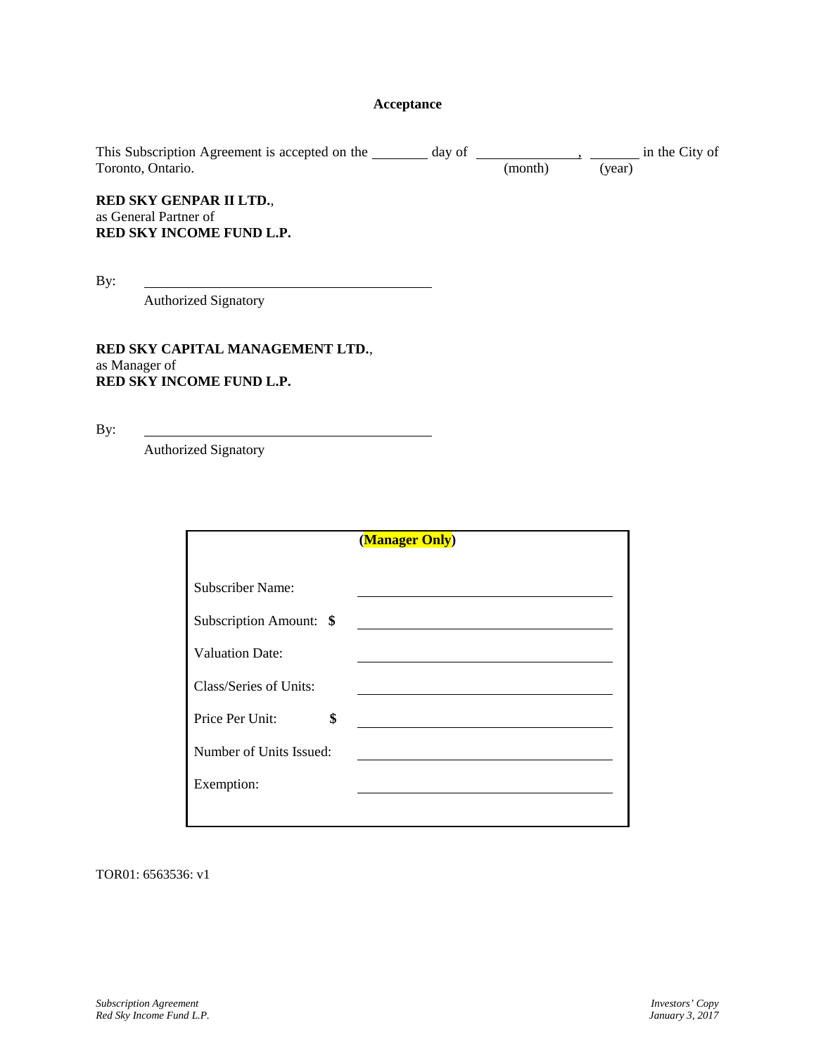**Acceptance**

This Subscription Agreement is accepted on the ________ day of ______________, _______ in the City of Toronto, Ontario.
(month) (year)

**RED SKY GENPAR II LTD.**,
as General Partner of
**RED SKY INCOME FUND L.P.**

By: ________________________________________
Authorized Signatory

**RED SKY CAPITAL MANAGEMENT LTD.**,
as Manager of
**RED SKY INCOME FUND L.P.**

By: ________________________________________
Authorized Signatory

| **(Manager Only)** | |
|---|---|
| Subscriber Name: | ________________________ |
| Subscription Amount: **$** | ________________________ |
| Valuation Date: | ________________________ |
| Class/Series of Units: | ________________________ |
| Price Per Unit: **$** | ________________________ |
| Number of Units Issued: | ________________________ |
| Exemption: | ________________________ |

TOR01: 6563536: v1